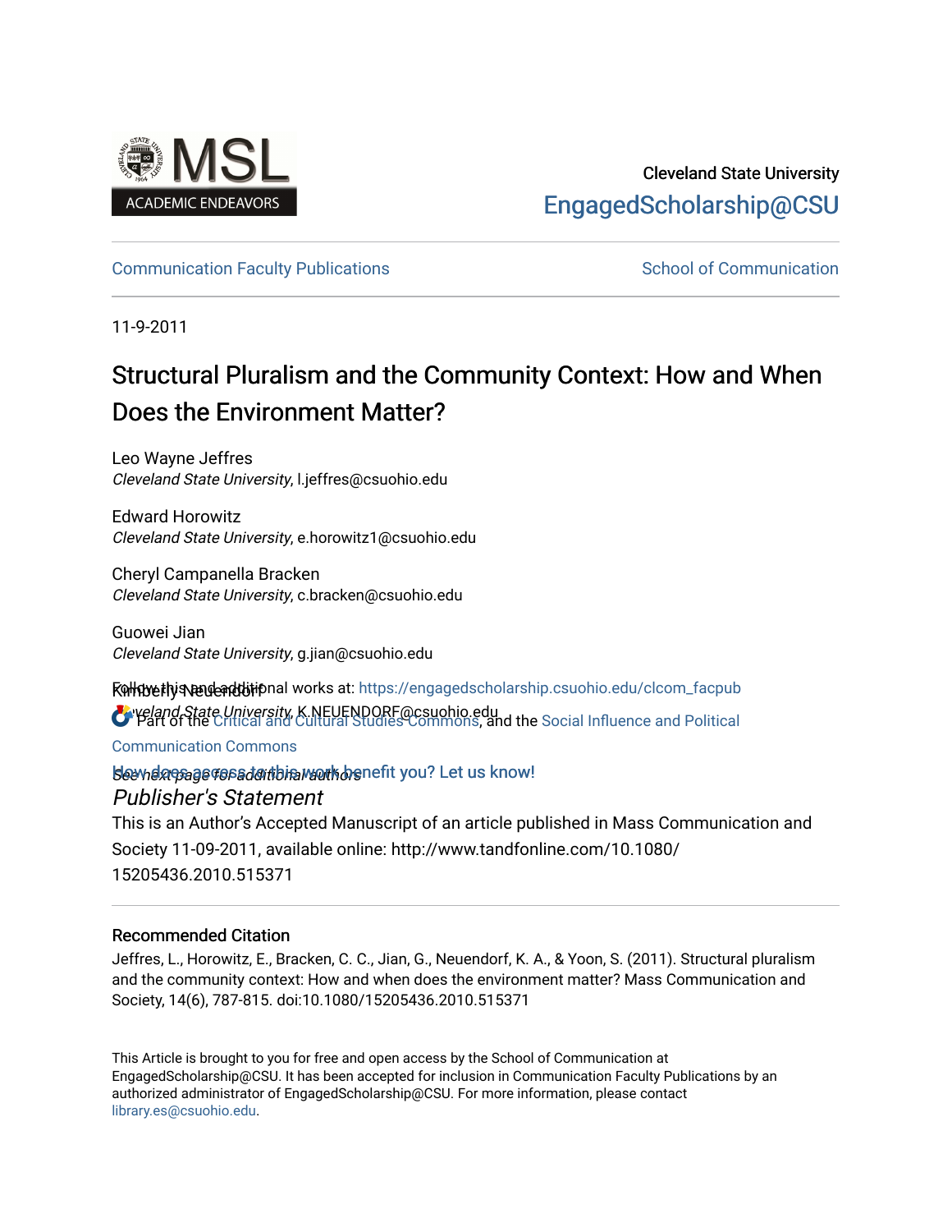Cleveland State University

EngagedScholarship@CSU

Communication Faculty Publications

School of Communication

11-9-2011

# Structural Pluralism and the Community Context: How and When Does the Environment Matter?

Leo Wayne Jeffres
*Cleveland State University*, l.jeffres@csuohio.edu

Edward Horowitz
*Cleveland State University*, e.horowitz1@csuohio.edu

Cheryl Campanella Bracken
*Cleveland State University*, c.bracken@csuohio.edu

Guowei Jian
*Cleveland State University*, g.jian@csuohio.edu

Kimberly Neuendorf
*Cleveland State University*, K.NEUENDORF@csuohio.edu

*See next page for additional authors*

Follow this and additional works at: https://engagedscholarship.csuohio.edu/clcom_facpub

Part of the Critical and Cultural Studies Commons, and the Social Influence and Political Communication Commons

How does access to this work benefit you? Let us know!

*Publisher's Statement*

This is an Author's Accepted Manuscript of an article published in Mass Communication and Society 11-09-2011, available online: http://www.tandfonline.com/10.1080/15205436.2010.515371

### Recommended Citation

Jeffres, L., Horowitz, E., Bracken, C. C., Jian, G., Neuendorf, K. A., & Yoon, S. (2011). Structural pluralism and the community context: How and when does the environment matter? Mass Communication and Society, 14(6), 787-815. doi:10.1080/15205436.2010.515371

This Article is brought to you for free and open access by the School of Communication at EngagedScholarship@CSU. It has been accepted for inclusion in Communication Faculty Publications by an authorized administrator of EngagedScholarship@CSU. For more information, please contact library.es@csuohio.edu.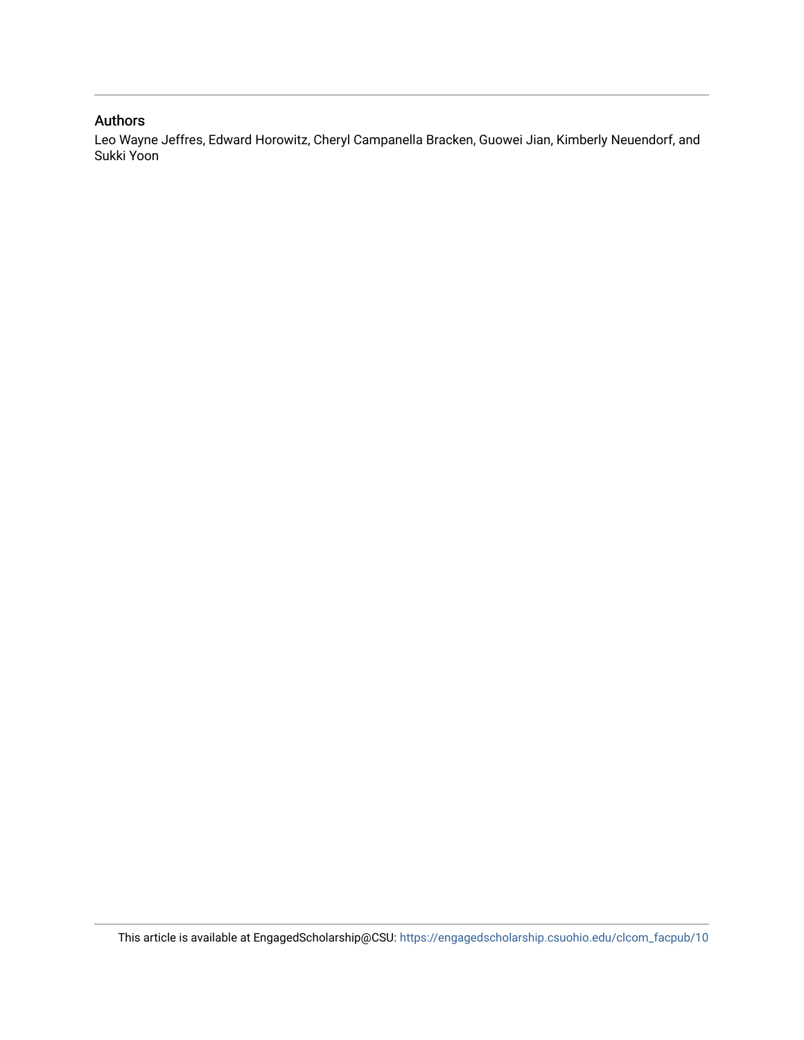## Authors

Leo Wayne Jeffres, Edward Horowitz, Cheryl Campanella Bracken, Guowei Jian, Kimberly Neuendorf, and Sukki Yoon

This article is available at EngagedScholarship@CSU: https://engagedscholarship.csuohio.edu/clcom_facpub/10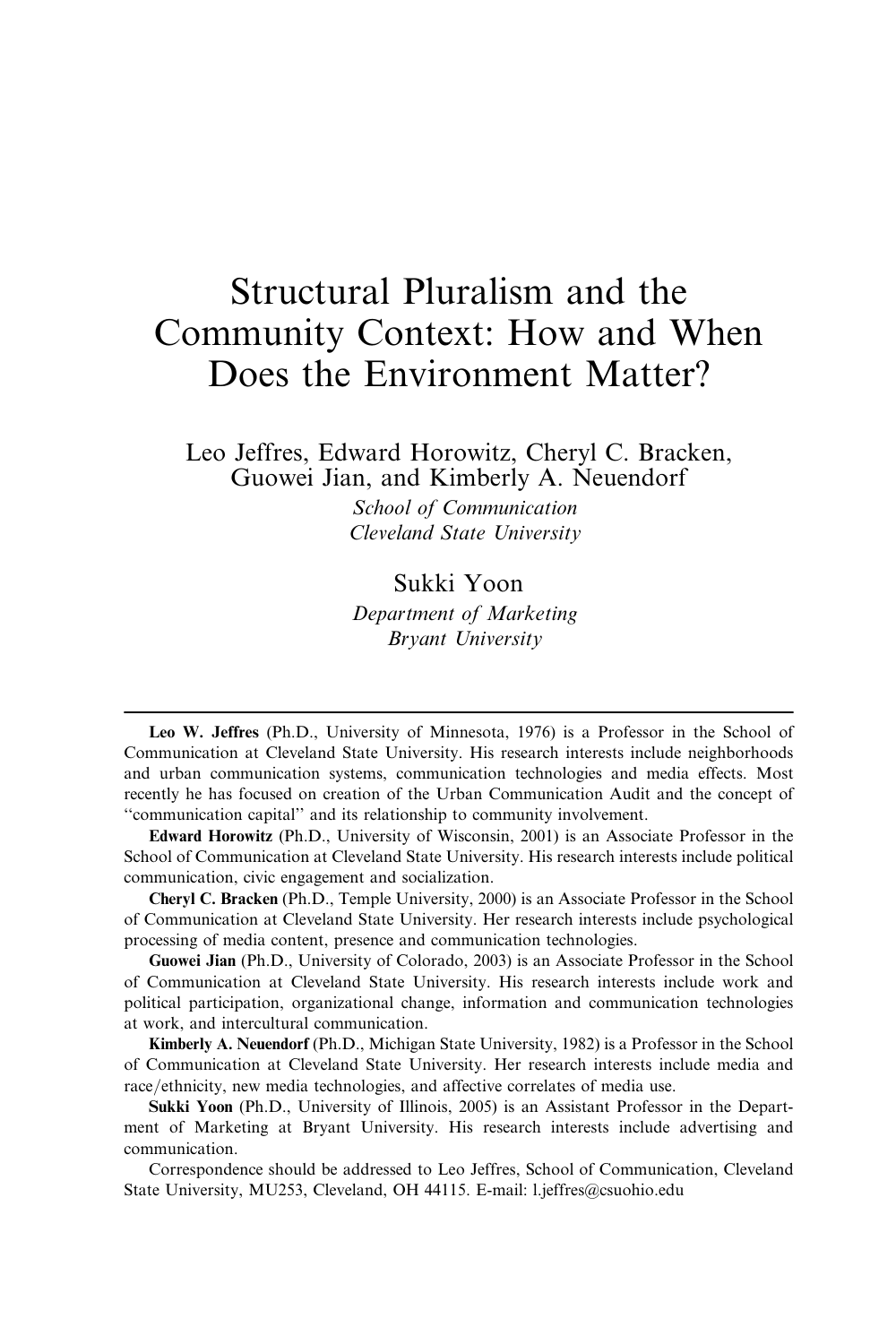# Structural Pluralism and the Community Context: How and When Does the Environment Matter?

Leo Jeffres, Edward Horowitz, Cheryl C. Bracken, Guowei Jian, and Kimberly A. Neuendorf

*School of Communication*
*Cleveland State University*

Sukki Yoon

*Department of Marketing*
*Bryant University*

---

**Leo W. Jeffres** (Ph.D., University of Minnesota, 1976) is a Professor in the School of Communication at Cleveland State University. His research interests include neighborhoods and urban communication systems, communication technologies and media effects. Most recently he has focused on creation of the Urban Communication Audit and the concept of "communication capital" and its relationship to community involvement.

**Edward Horowitz** (Ph.D., University of Wisconsin, 2001) is an Associate Professor in the School of Communication at Cleveland State University. His research interests include political communication, civic engagement and socialization.

**Cheryl C. Bracken** (Ph.D., Temple University, 2000) is an Associate Professor in the School of Communication at Cleveland State University. Her research interests include psychological processing of media content, presence and communication technologies.

**Guowei Jian** (Ph.D., University of Colorado, 2003) is an Associate Professor in the School of Communication at Cleveland State University. His research interests include work and political participation, organizational change, information and communication technologies at work, and intercultural communication.

**Kimberly A. Neuendorf** (Ph.D., Michigan State University, 1982) is a Professor in the School of Communication at Cleveland State University. Her research interests include media and race/ethnicity, new media technologies, and affective correlates of media use.

**Sukki Yoon** (Ph.D., University of Illinois, 2005) is an Assistant Professor in the Department of Marketing at Bryant University. His research interests include advertising and communication.

Correspondence should be addressed to Leo Jeffres, School of Communication, Cleveland State University, MU253, Cleveland, OH 44115. E-mail: l.jeffres@csuohio.edu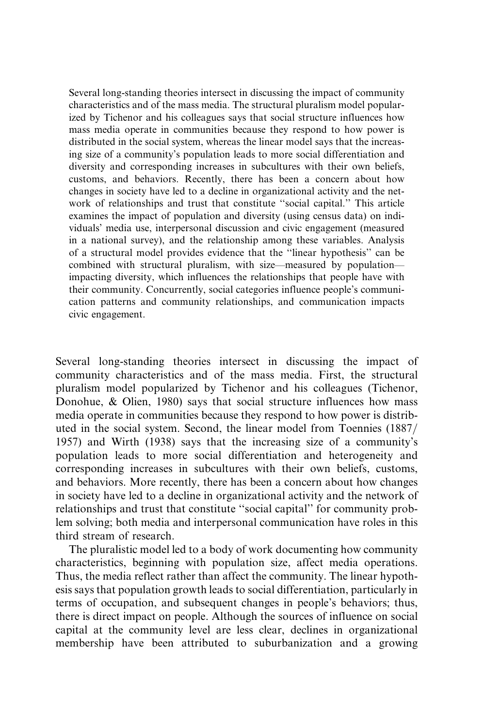Several long-standing theories intersect in discussing the impact of community characteristics and of the mass media. The structural pluralism model popularized by Tichenor and his colleagues says that social structure influences how mass media operate in communities because they respond to how power is distributed in the social system, whereas the linear model says that the increasing size of a community's population leads to more social differentiation and diversity and corresponding increases in subcultures with their own beliefs, customs, and behaviors. Recently, there has been a concern about how changes in society have led to a decline in organizational activity and the network of relationships and trust that constitute ''social capital.'' This article examines the impact of population and diversity (using census data) on individuals' media use, interpersonal discussion and civic engagement (measured in a national survey), and the relationship among these variables. Analysis of a structural model provides evidence that the ''linear hypothesis'' can be combined with structural pluralism, with size—measured by population—impacting diversity, which influences the relationships that people have with their community. Concurrently, social categories influence people's communication patterns and community relationships, and communication impacts civic engagement.

Several long-standing theories intersect in discussing the impact of community characteristics and of the mass media. First, the structural pluralism model popularized by Tichenor and his colleagues (Tichenor, Donohue, & Olien, 1980) says that social structure influences how mass media operate in communities because they respond to how power is distributed in the social system. Second, the linear model from Toennies (1887/1957) and Wirth (1938) says that the increasing size of a community's population leads to more social differentiation and heterogeneity and corresponding increases in subcultures with their own beliefs, customs, and behaviors. More recently, there has been a concern about how changes in society have led to a decline in organizational activity and the network of relationships and trust that constitute ''social capital'' for community problem solving; both media and interpersonal communication have roles in this third stream of research.

The pluralistic model led to a body of work documenting how community characteristics, beginning with population size, affect media operations. Thus, the media reflect rather than affect the community. The linear hypothesis says that population growth leads to social differentiation, particularly in terms of occupation, and subsequent changes in people's behaviors; thus, there is direct impact on people. Although the sources of influence on social capital at the community level are less clear, declines in organizational membership have been attributed to suburbanization and a growing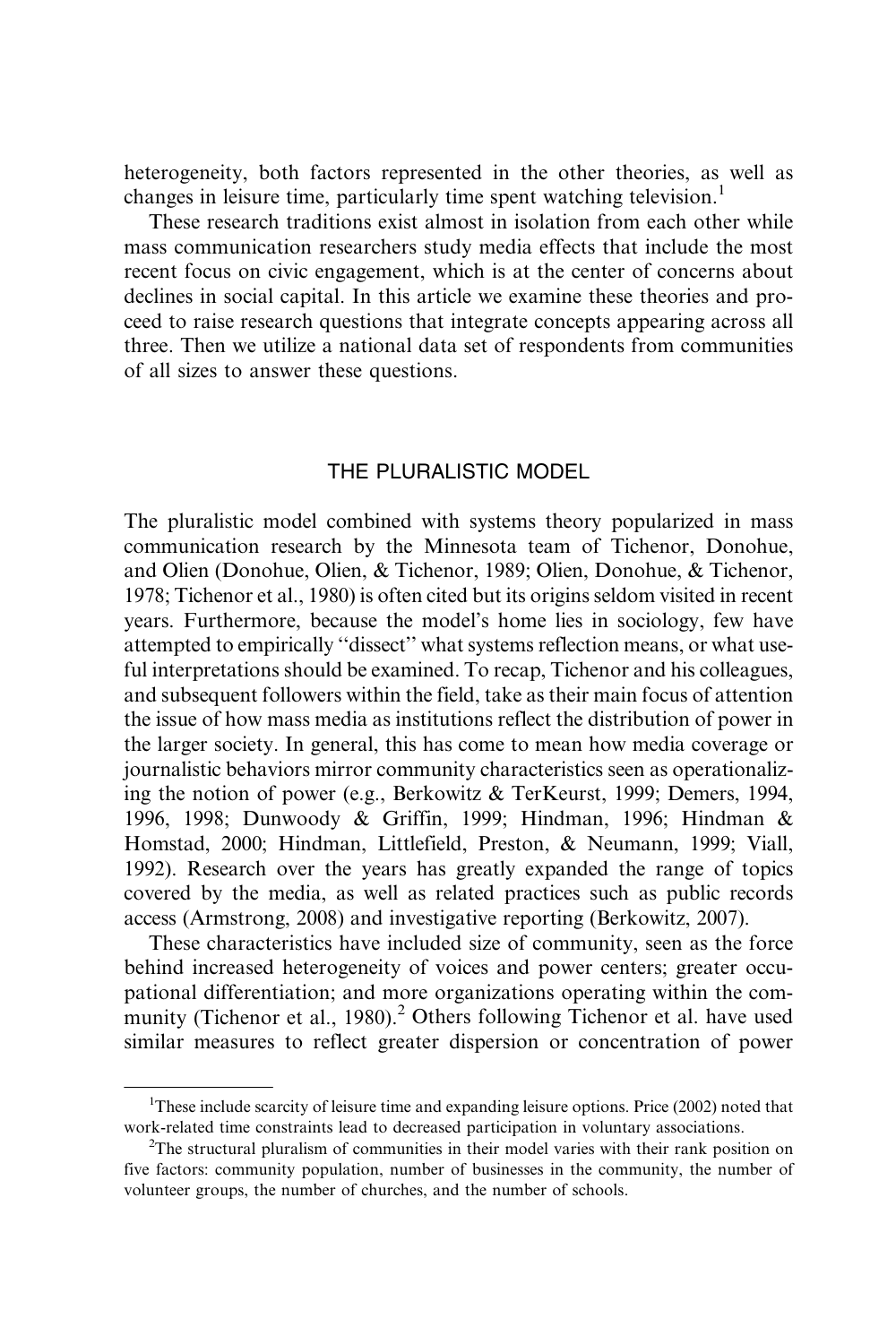heterogeneity, both factors represented in the other theories, as well as changes in leisure time, particularly time spent watching television.[1]

These research traditions exist almost in isolation from each other while mass communication researchers study media effects that include the most recent focus on civic engagement, which is at the center of concerns about declines in social capital. In this article we examine these theories and proceed to raise research questions that integrate concepts appearing across all three. Then we utilize a national data set of respondents from communities of all sizes to answer these questions.

## THE PLURALISTIC MODEL

The pluralistic model combined with systems theory popularized in mass communication research by the Minnesota team of Tichenor, Donohue, and Olien (Donohue, Olien, & Tichenor, 1989; Olien, Donohue, & Tichenor, 1978; Tichenor et al., 1980) is often cited but its origins seldom visited in recent years. Furthermore, because the model's home lies in sociology, few have attempted to empirically "dissect" what systems reflection means, or what useful interpretations should be examined. To recap, Tichenor and his colleagues, and subsequent followers within the field, take as their main focus of attention the issue of how mass media as institutions reflect the distribution of power in the larger society. In general, this has come to mean how media coverage or journalistic behaviors mirror community characteristics seen as operationalizing the notion of power (e.g., Berkowitz & TerKeurst, 1999; Demers, 1994, 1996, 1998; Dunwoody & Griffin, 1999; Hindman, 1996; Hindman & Homstad, 2000; Hindman, Littlefield, Preston, & Neumann, 1999; Viall, 1992). Research over the years has greatly expanded the range of topics covered by the media, as well as related practices such as public records access (Armstrong, 2008) and investigative reporting (Berkowitz, 2007).

These characteristics have included size of community, seen as the force behind increased heterogeneity of voices and power centers; greater occupational differentiation; and more organizations operating within the community (Tichenor et al., 1980).[2] Others following Tichenor et al. have used similar measures to reflect greater dispersion or concentration of power

---

[1]These include scarcity of leisure time and expanding leisure options. Price (2002) noted that work-related time constraints lead to decreased participation in voluntary associations.

[2]The structural pluralism of communities in their model varies with their rank position on five factors: community population, number of businesses in the community, the number of volunteer groups, the number of churches, and the number of schools.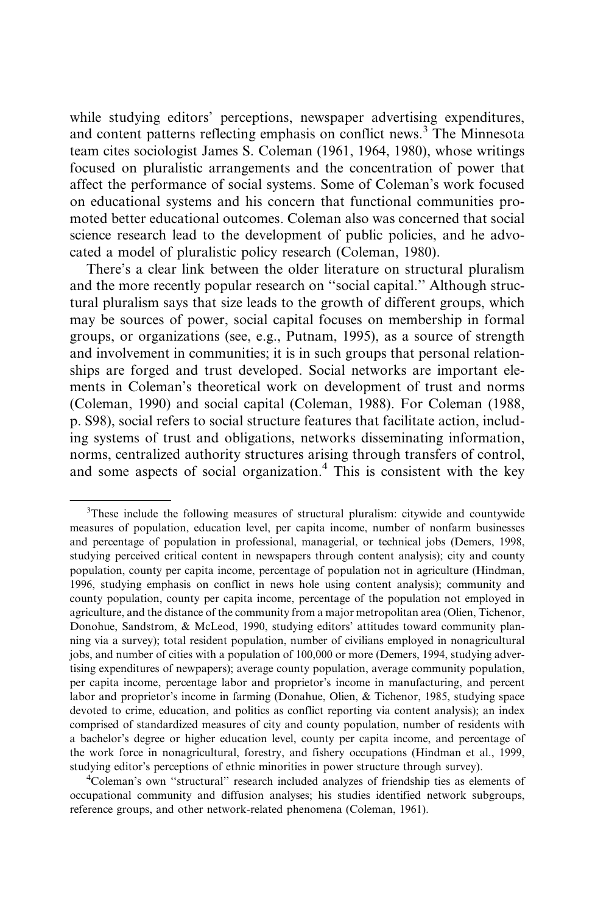while studying editors' perceptions, newspaper advertising expenditures, and content patterns reflecting emphasis on conflict news.[3] The Minnesota team cites sociologist James S. Coleman (1961, 1964, 1980), whose writings focused on pluralistic arrangements and the concentration of power that affect the performance of social systems. Some of Coleman's work focused on educational systems and his concern that functional communities promoted better educational outcomes. Coleman also was concerned that social science research lead to the development of public policies, and he advocated a model of pluralistic policy research (Coleman, 1980).

There's a clear link between the older literature on structural pluralism and the more recently popular research on ''social capital.'' Although structural pluralism says that size leads to the growth of different groups, which may be sources of power, social capital focuses on membership in formal groups, or organizations (see, e.g., Putnam, 1995), as a source of strength and involvement in communities; it is in such groups that personal relationships are forged and trust developed. Social networks are important elements in Coleman's theoretical work on development of trust and norms (Coleman, 1990) and social capital (Coleman, 1988). For Coleman (1988, p. S98), social refers to social structure features that facilitate action, including systems of trust and obligations, networks disseminating information, norms, centralized authority structures arising through transfers of control, and some aspects of social organization.[4] This is consistent with the key

---

[3]These include the following measures of structural pluralism: citywide and countywide measures of population, education level, per capita income, number of nonfarm businesses and percentage of population in professional, managerial, or technical jobs (Demers, 1998, studying perceived critical content in newspapers through content analysis); city and county population, county per capita income, percentage of population not in agriculture (Hindman, 1996, studying emphasis on conflict in news hole using content analysis); community and county population, county per capita income, percentage of the population not employed in agriculture, and the distance of the community from a major metropolitan area (Olien, Tichenor, Donohue, Sandstrom, & McLeod, 1990, studying editors' attitudes toward community planning via a survey); total resident population, number of civilians employed in nonagricultural jobs, and number of cities with a population of 100,000 or more (Demers, 1994, studying advertising expenditures of newpapers); average county population, average community population, per capita income, percentage labor and proprietor's income in manufacturing, and percent labor and proprietor's income in farming (Donahue, Olien, & Tichenor, 1985, studying space devoted to crime, education, and politics as conflict reporting via content analysis); an index comprised of standardized measures of city and county population, number of residents with a bachelor's degree or higher education level, county per capita income, and percentage of the work force in nonagricultural, forestry, and fishery occupations (Hindman et al., 1999, studying editor's perceptions of ethnic minorities in power structure through survey).

[4]Coleman's own ''structural'' research included analyzes of friendship ties as elements of occupational community and diffusion analyses; his studies identified network subgroups, reference groups, and other network-related phenomena (Coleman, 1961).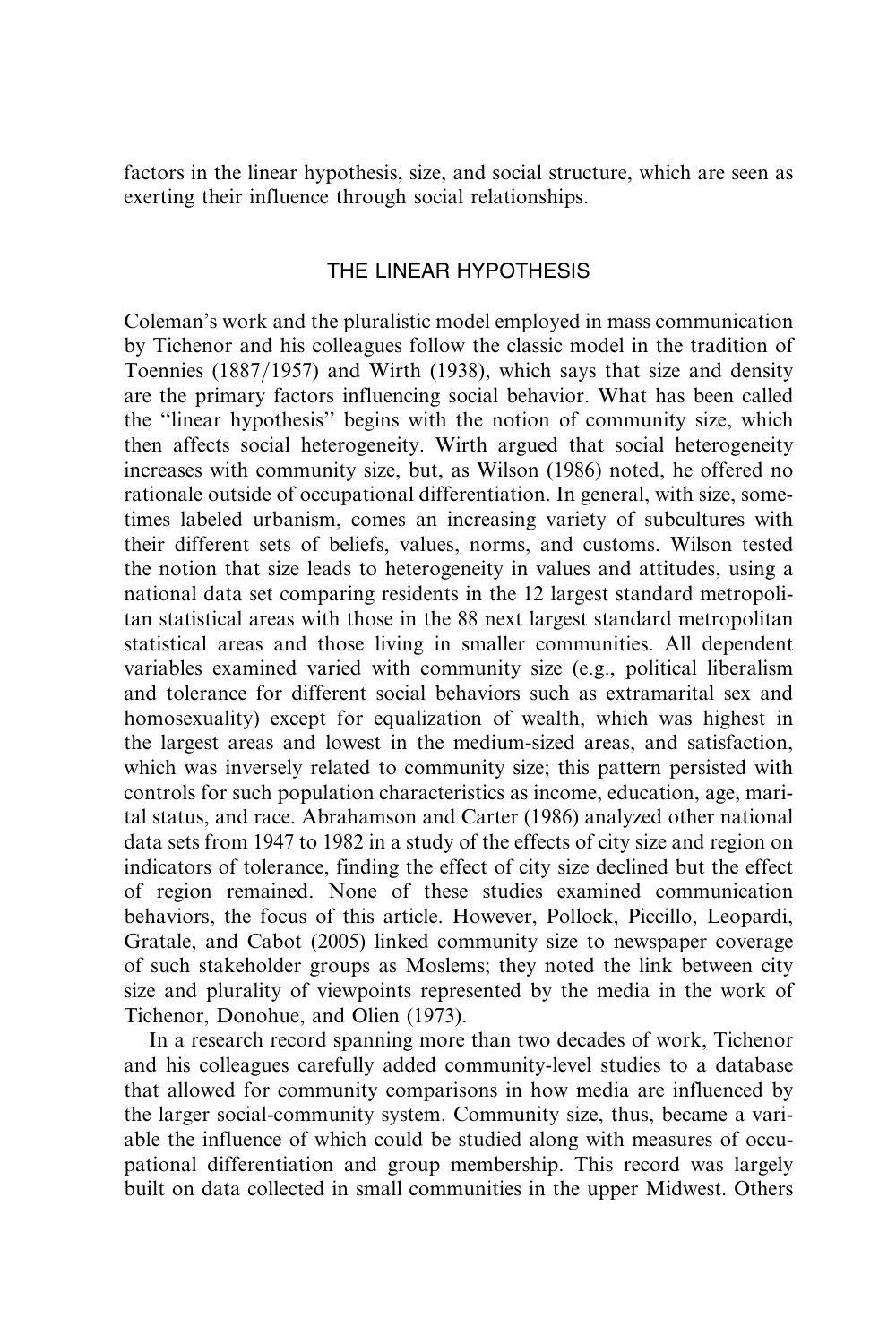factors in the linear hypothesis, size, and social structure, which are seen as exerting their influence through social relationships.

## THE LINEAR HYPOTHESIS

Coleman's work and the pluralistic model employed in mass communication by Tichenor and his colleagues follow the classic model in the tradition of Toennies (1887/1957) and Wirth (1938), which says that size and density are the primary factors influencing social behavior. What has been called the "linear hypothesis" begins with the notion of community size, which then affects social heterogeneity. Wirth argued that social heterogeneity increases with community size, but, as Wilson (1986) noted, he offered no rationale outside of occupational differentiation. In general, with size, sometimes labeled urbanism, comes an increasing variety of subcultures with their different sets of beliefs, values, norms, and customs. Wilson tested the notion that size leads to heterogeneity in values and attitudes, using a national data set comparing residents in the 12 largest standard metropolitan statistical areas with those in the 88 next largest standard metropolitan statistical areas and those living in smaller communities. All dependent variables examined varied with community size (e.g., political liberalism and tolerance for different social behaviors such as extramarital sex and homosexuality) except for equalization of wealth, which was highest in the largest areas and lowest in the medium-sized areas, and satisfaction, which was inversely related to community size; this pattern persisted with controls for such population characteristics as income, education, age, marital status, and race. Abrahamson and Carter (1986) analyzed other national data sets from 1947 to 1982 in a study of the effects of city size and region on indicators of tolerance, finding the effect of city size declined but the effect of region remained. None of these studies examined communication behaviors, the focus of this article. However, Pollock, Piccillo, Leopardi, Gratale, and Cabot (2005) linked community size to newspaper coverage of such stakeholder groups as Moslems; they noted the link between city size and plurality of viewpoints represented by the media in the work of Tichenor, Donohue, and Olien (1973).

In a research record spanning more than two decades of work, Tichenor and his colleagues carefully added community-level studies to a database that allowed for community comparisons in how media are influenced by the larger social-community system. Community size, thus, became a variable the influence of which could be studied along with measures of occupational differentiation and group membership. This record was largely built on data collected in small communities in the upper Midwest. Others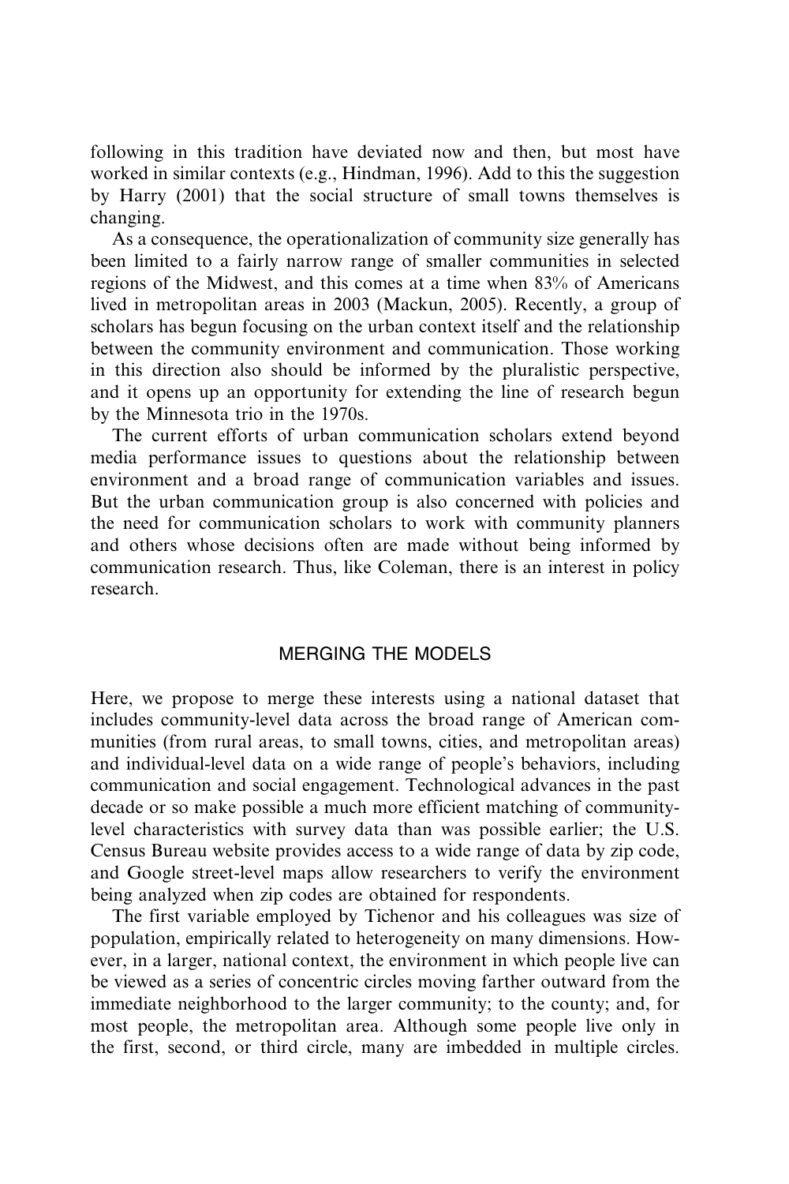following in this tradition have deviated now and then, but most have worked in similar contexts (e.g., Hindman, 1996). Add to this the suggestion by Harry (2001) that the social structure of small towns themselves is changing.

As a consequence, the operationalization of community size generally has been limited to a fairly narrow range of smaller communities in selected regions of the Midwest, and this comes at a time when 83% of Americans lived in metropolitan areas in 2003 (Mackun, 2005). Recently, a group of scholars has begun focusing on the urban context itself and the relationship between the community environment and communication. Those working in this direction also should be informed by the pluralistic perspective, and it opens up an opportunity for extending the line of research begun by the Minnesota trio in the 1970s.

The current efforts of urban communication scholars extend beyond media performance issues to questions about the relationship between environment and a broad range of communication variables and issues. But the urban communication group is also concerned with policies and the need for communication scholars to work with community planners and others whose decisions often are made without being informed by communication research. Thus, like Coleman, there is an interest in policy research.

## MERGING THE MODELS

Here, we propose to merge these interests using a national dataset that includes community-level data across the broad range of American communities (from rural areas, to small towns, cities, and metropolitan areas) and individual-level data on a wide range of people's behaviors, including communication and social engagement. Technological advances in the past decade or so make possible a much more efficient matching of community-level characteristics with survey data than was possible earlier; the U.S. Census Bureau website provides access to a wide range of data by zip code, and Google street-level maps allow researchers to verify the environment being analyzed when zip codes are obtained for respondents.

The first variable employed by Tichenor and his colleagues was size of population, empirically related to heterogeneity on many dimensions. However, in a larger, national context, the environment in which people live can be viewed as a series of concentric circles moving farther outward from the immediate neighborhood to the larger community; to the county; and, for most people, the metropolitan area. Although some people live only in the first, second, or third circle, many are imbedded in multiple circles.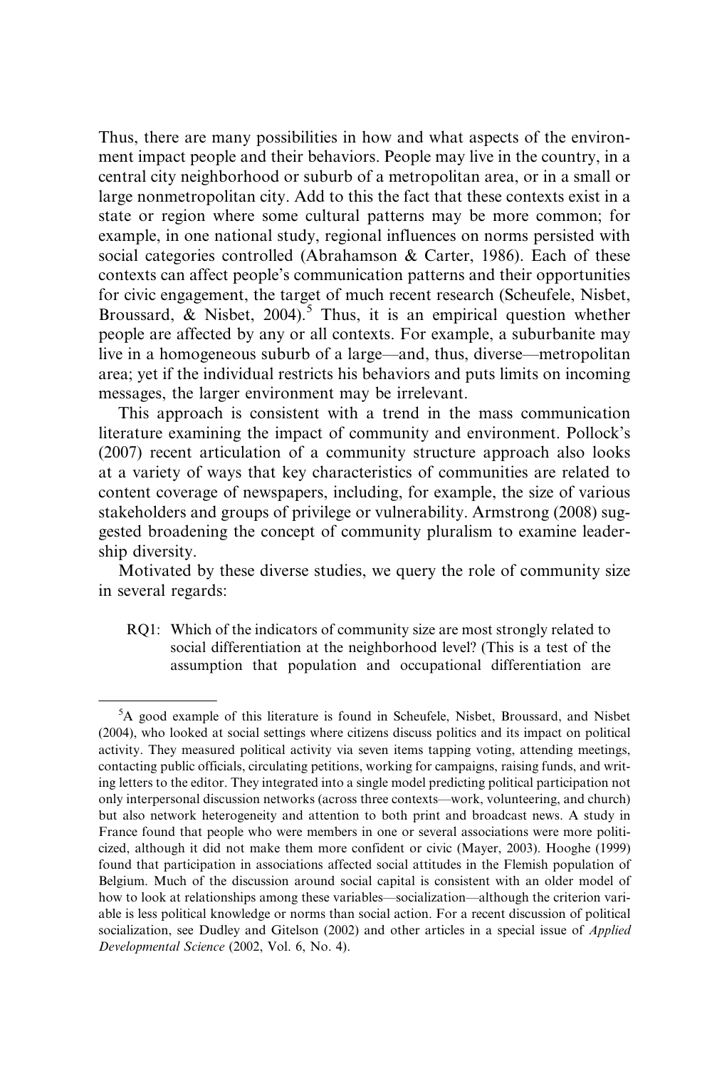Thus, there are many possibilities in how and what aspects of the environment impact people and their behaviors. People may live in the country, in a central city neighborhood or suburb of a metropolitan area, or in a small or large nonmetropolitan city. Add to this the fact that these contexts exist in a state or region where some cultural patterns may be more common; for example, in one national study, regional influences on norms persisted with social categories controlled (Abrahamson & Carter, 1986). Each of these contexts can affect people's communication patterns and their opportunities for civic engagement, the target of much recent research (Scheufele, Nisbet, Broussard, & Nisbet, 2004).[5] Thus, it is an empirical question whether people are affected by any or all contexts. For example, a suburbanite may live in a homogeneous suburb of a large—and, thus, diverse—metropolitan area; yet if the individual restricts his behaviors and puts limits on incoming messages, the larger environment may be irrelevant.

This approach is consistent with a trend in the mass communication literature examining the impact of community and environment. Pollock's (2007) recent articulation of a community structure approach also looks at a variety of ways that key characteristics of communities are related to content coverage of newspapers, including, for example, the size of various stakeholders and groups of privilege or vulnerability. Armstrong (2008) suggested broadening the concept of community pluralism to examine leadership diversity.

Motivated by these diverse studies, we query the role of community size in several regards:

RQ1: Which of the indicators of community size are most strongly related to social differentiation at the neighborhood level? (This is a test of the assumption that population and occupational differentiation are

---

[5]A good example of this literature is found in Scheufele, Nisbet, Broussard, and Nisbet (2004), who looked at social settings where citizens discuss politics and its impact on political activity. They measured political activity via seven items tapping voting, attending meetings, contacting public officials, circulating petitions, working for campaigns, raising funds, and writing letters to the editor. They integrated into a single model predicting political participation not only interpersonal discussion networks (across three contexts—work, volunteering, and church) but also network heterogeneity and attention to both print and broadcast news. A study in France found that people who were members in one or several associations were more politicized, although it did not make them more confident or civic (Mayer, 2003). Hooghe (1999) found that participation in associations affected social attitudes in the Flemish population of Belgium. Much of the discussion around social capital is consistent with an older model of how to look at relationships among these variables—socialization—although the criterion variable is less political knowledge or norms than social action. For a recent discussion of political socialization, see Dudley and Gitelson (2002) and other articles in a special issue of *Applied Developmental Science* (2002, Vol. 6, No. 4).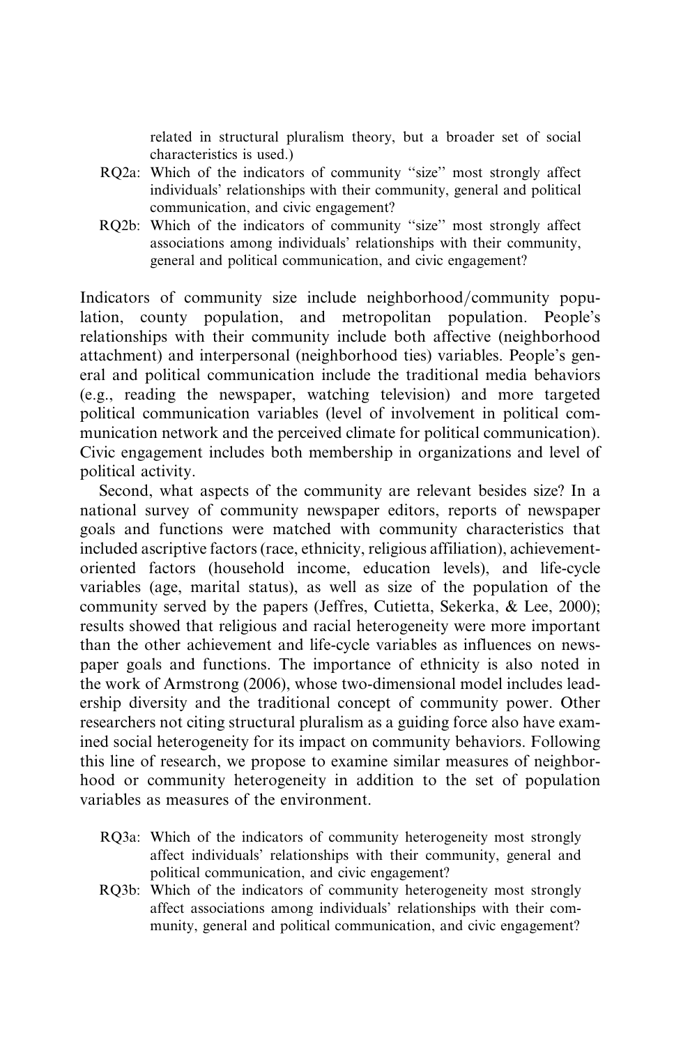related in structural pluralism theory, but a broader set of social characteristics is used.)

RQ2a: Which of the indicators of community "size" most strongly affect individuals' relationships with their community, general and political communication, and civic engagement?

RQ2b: Which of the indicators of community "size" most strongly affect associations among individuals' relationships with their community, general and political communication, and civic engagement?

Indicators of community size include neighborhood/community population, county population, and metropolitan population. People's relationships with their community include both affective (neighborhood attachment) and interpersonal (neighborhood ties) variables. People's general and political communication include the traditional media behaviors (e.g., reading the newspaper, watching television) and more targeted political communication variables (level of involvement in political communication network and the perceived climate for political communication). Civic engagement includes both membership in organizations and level of political activity.

Second, what aspects of the community are relevant besides size? In a national survey of community newspaper editors, reports of newspaper goals and functions were matched with community characteristics that included ascriptive factors (race, ethnicity, religious affiliation), achievement-oriented factors (household income, education levels), and life-cycle variables (age, marital status), as well as size of the population of the community served by the papers (Jeffres, Cutietta, Sekerka, & Lee, 2000); results showed that religious and racial heterogeneity were more important than the other achievement and life-cycle variables as influences on newspaper goals and functions. The importance of ethnicity is also noted in the work of Armstrong (2006), whose two-dimensional model includes leadership diversity and the traditional concept of community power. Other researchers not citing structural pluralism as a guiding force also have examined social heterogeneity for its impact on community behaviors. Following this line of research, we propose to examine similar measures of neighborhood or community heterogeneity in addition to the set of population variables as measures of the environment.

RQ3a: Which of the indicators of community heterogeneity most strongly affect individuals' relationships with their community, general and political communication, and civic engagement?

RQ3b: Which of the indicators of community heterogeneity most strongly affect associations among individuals' relationships with their community, general and political communication, and civic engagement?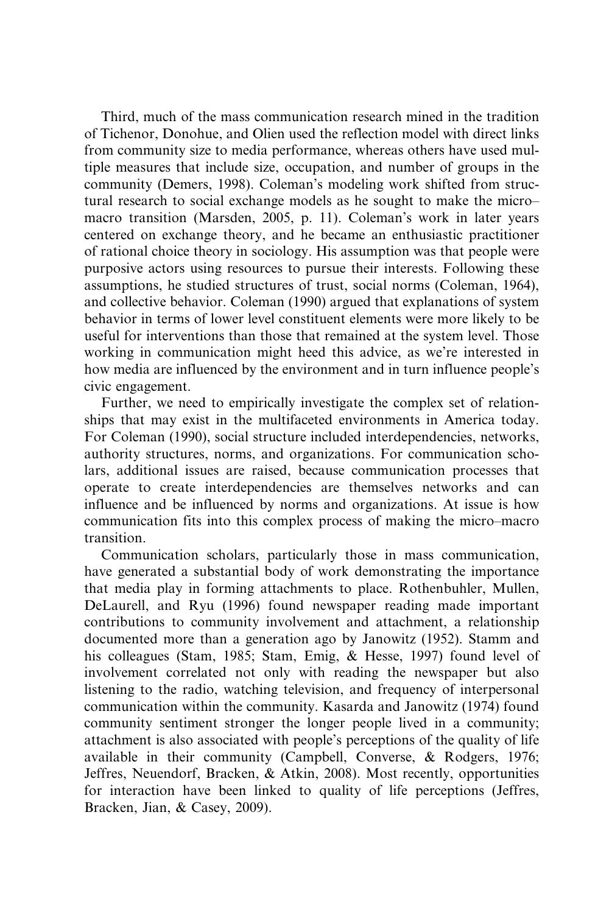Third, much of the mass communication research mined in the tradition of Tichenor, Donohue, and Olien used the reflection model with direct links from community size to media performance, whereas others have used multiple measures that include size, occupation, and number of groups in the community (Demers, 1998). Coleman's modeling work shifted from structural research to social exchange models as he sought to make the micro–macro transition (Marsden, 2005, p. 11). Coleman's work in later years centered on exchange theory, and he became an enthusiastic practitioner of rational choice theory in sociology. His assumption was that people were purposive actors using resources to pursue their interests. Following these assumptions, he studied structures of trust, social norms (Coleman, 1964), and collective behavior. Coleman (1990) argued that explanations of system behavior in terms of lower level constituent elements were more likely to be useful for interventions than those that remained at the system level. Those working in communication might heed this advice, as we're interested in how media are influenced by the environment and in turn influence people's civic engagement.

Further, we need to empirically investigate the complex set of relationships that may exist in the multifaceted environments in America today. For Coleman (1990), social structure included interdependencies, networks, authority structures, norms, and organizations. For communication scholars, additional issues are raised, because communication processes that operate to create interdependencies are themselves networks and can influence and be influenced by norms and organizations. At issue is how communication fits into this complex process of making the micro–macro transition.

Communication scholars, particularly those in mass communication, have generated a substantial body of work demonstrating the importance that media play in forming attachments to place. Rothenbuhler, Mullen, DeLaurell, and Ryu (1996) found newspaper reading made important contributions to community involvement and attachment, a relationship documented more than a generation ago by Janowitz (1952). Stamm and his colleagues (Stam, 1985; Stam, Emig, & Hesse, 1997) found level of involvement correlated not only with reading the newspaper but also listening to the radio, watching television, and frequency of interpersonal communication within the community. Kasarda and Janowitz (1974) found community sentiment stronger the longer people lived in a community; attachment is also associated with people's perceptions of the quality of life available in their community (Campbell, Converse, & Rodgers, 1976; Jeffres, Neuendorf, Bracken, & Atkin, 2008). Most recently, opportunities for interaction have been linked to quality of life perceptions (Jeffres, Bracken, Jian, & Casey, 2009).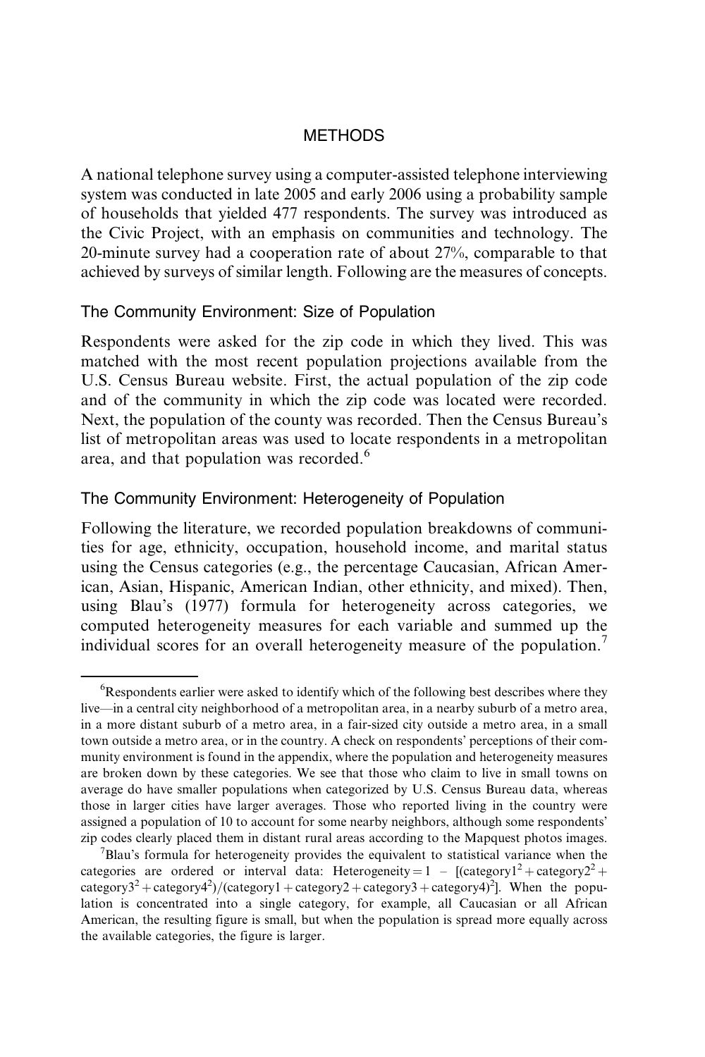## METHODS

A national telephone survey using a computer-assisted telephone interviewing system was conducted in late 2005 and early 2006 using a probability sample of households that yielded 477 respondents. The survey was introduced as the Civic Project, with an emphasis on communities and technology. The 20-minute survey had a cooperation rate of about 27%, comparable to that achieved by surveys of similar length. Following are the measures of concepts.

### The Community Environment: Size of Population

Respondents were asked for the zip code in which they lived. This was matched with the most recent population projections available from the U.S. Census Bureau website. First, the actual population of the zip code and of the community in which the zip code was located were recorded. Next, the population of the county was recorded. Then the Census Bureau's list of metropolitan areas was used to locate respondents in a metropolitan area, and that population was recorded.[6]

### The Community Environment: Heterogeneity of Population

Following the literature, we recorded population breakdowns of communities for age, ethnicity, occupation, household income, and marital status using the Census categories (e.g., the percentage Caucasian, African American, Asian, Hispanic, American Indian, other ethnicity, and mixed). Then, using Blau's (1977) formula for heterogeneity across categories, we computed heterogeneity measures for each variable and summed up the individual scores for an overall heterogeneity measure of the population.[7]

---

[6]Respondents earlier were asked to identify which of the following best describes where they live—in a central city neighborhood of a metropolitan area, in a nearby suburb of a metro area, in a more distant suburb of a metro area, in a fair-sized city outside a metro area, in a small town outside a metro area, or in the country. A check on respondents' perceptions of their community environment is found in the appendix, where the population and heterogeneity measures are broken down by these categories. We see that those who claim to live in small towns on average do have smaller populations when categorized by U.S. Census Bureau data, whereas those in larger cities have larger averages. Those who reported living in the country were assigned a population of 10 to account for some nearby neighbors, although some respondents' zip codes clearly placed them in distant rural areas according to the Mapquest photos images.

[7]Blau's formula for heterogeneity provides the equivalent to statistical variance when the categories are ordered or interval data: $\text{Heterogeneity} = 1 - [(\text{category1}^2 + \text{category2}^2 + \text{category3}^2 + \text{category4}^2)/(\text{category1} + \text{category2} + \text{category3} + \text{category4})^2]$. When the population is concentrated into a single category, for example, all Caucasian or all African American, the resulting figure is small, but when the population is spread more equally across the available categories, the figure is larger.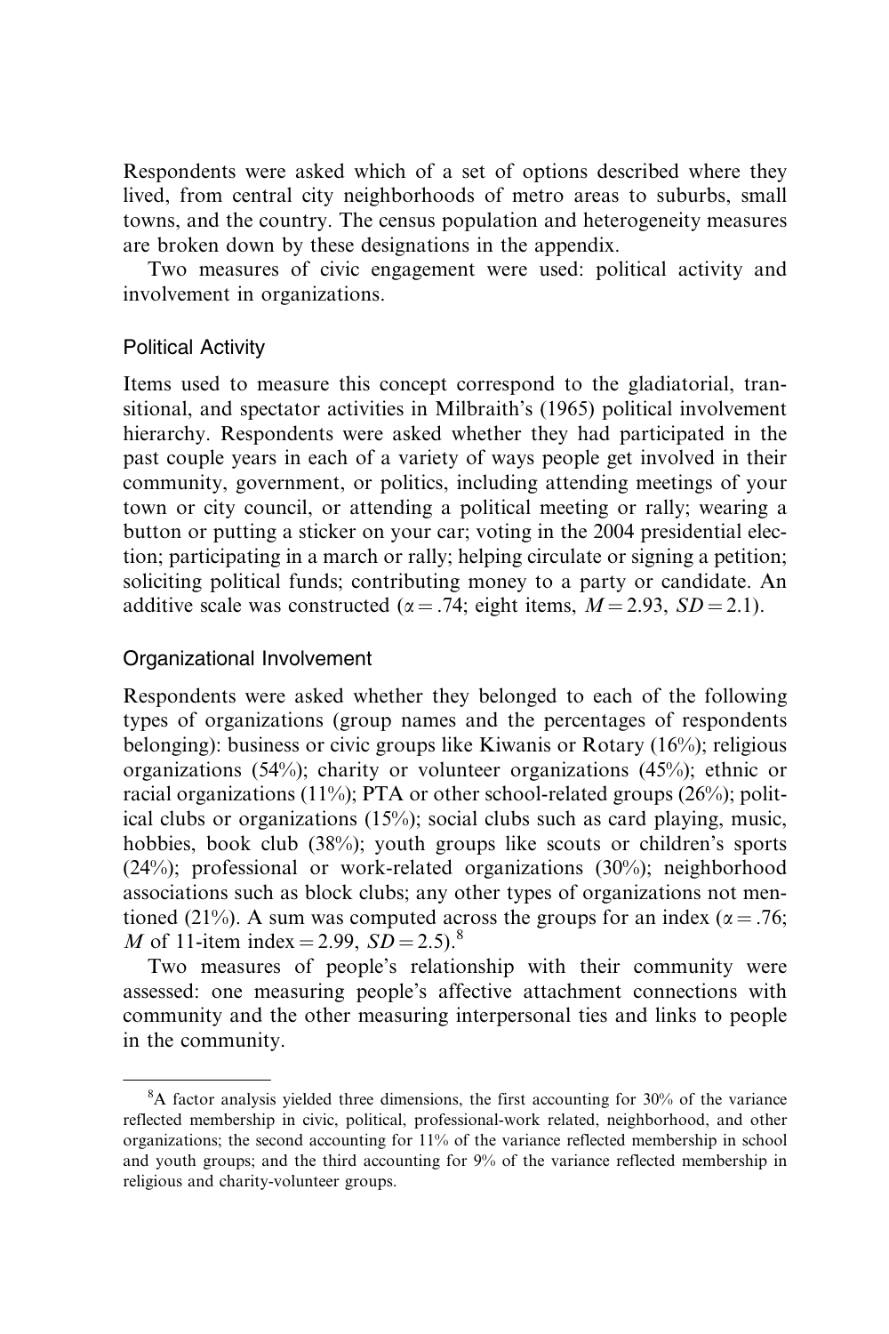Respondents were asked which of a set of options described where they lived, from central city neighborhoods of metro areas to suburbs, small towns, and the country. The census population and heterogeneity measures are broken down by these designations in the appendix.

Two measures of civic engagement were used: political activity and involvement in organizations.

### Political Activity

Items used to measure this concept correspond to the gladiatorial, transitional, and spectator activities in Milbraith's (1965) political involvement hierarchy. Respondents were asked whether they had participated in the past couple years in each of a variety of ways people get involved in their community, government, or politics, including attending meetings of your town or city council, or attending a political meeting or rally; wearing a button or putting a sticker on your car; voting in the 2004 presidential election; participating in a march or rally; helping circulate or signing a petition; soliciting political funds; contributing money to a party or candidate. An additive scale was constructed ($\alpha = .74$; eight items, $M = 2.93$, $SD = 2.1$).

### Organizational Involvement

Respondents were asked whether they belonged to each of the following types of organizations (group names and the percentages of respondents belonging): business or civic groups like Kiwanis or Rotary (16%); religious organizations (54%); charity or volunteer organizations (45%); ethnic or racial organizations (11%); PTA or other school-related groups (26%); political clubs or organizations (15%); social clubs such as card playing, music, hobbies, book club (38%); youth groups like scouts or children's sports (24%); professional or work-related organizations (30%); neighborhood associations such as block clubs; any other types of organizations not mentioned (21%). A sum was computed across the groups for an index ($\alpha = .76$; $M$ of 11-item index $= 2.99$, $SD = 2.5$).[8]

Two measures of people's relationship with their community were assessed: one measuring people's affective attachment connections with community and the other measuring interpersonal ties and links to people in the community.

---

[8]A factor analysis yielded three dimensions, the first accounting for 30% of the variance reflected membership in civic, political, professional-work related, neighborhood, and other organizations; the second accounting for 11% of the variance reflected membership in school and youth groups; and the third accounting for 9% of the variance reflected membership in religious and charity-volunteer groups.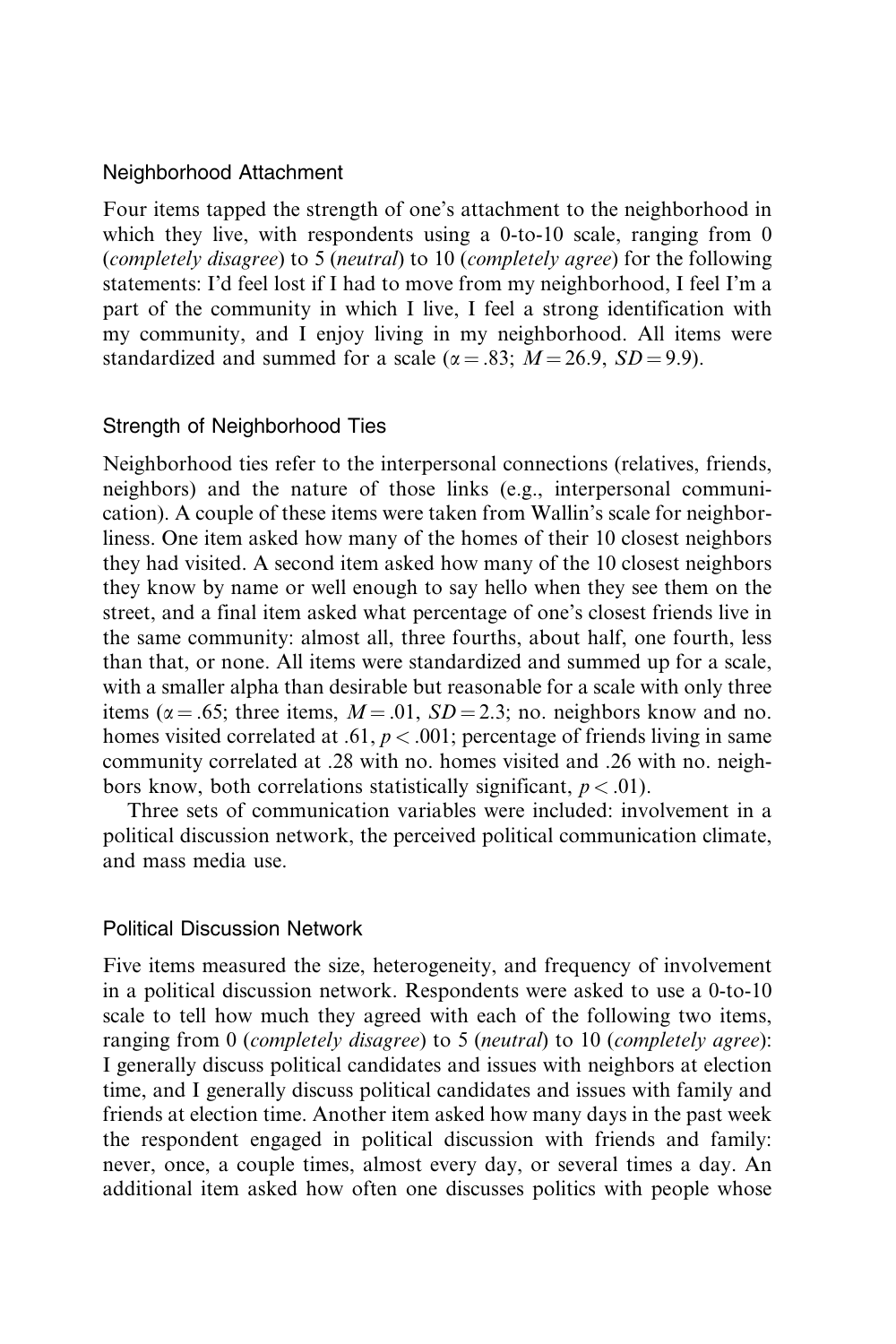### Neighborhood Attachment

Four items tapped the strength of one's attachment to the neighborhood in which they live, with respondents using a 0-to-10 scale, ranging from 0 (*completely disagree*) to 5 (*neutral*) to 10 (*completely agree*) for the following statements: I'd feel lost if I had to move from my neighborhood, I feel I'm a part of the community in which I live, I feel a strong identification with my community, and I enjoy living in my neighborhood. All items were standardized and summed for a scale ($\alpha = .83$; $M = 26.9$, $SD = 9.9$).

### Strength of Neighborhood Ties

Neighborhood ties refer to the interpersonal connections (relatives, friends, neighbors) and the nature of those links (e.g., interpersonal communication). A couple of these items were taken from Wallin's scale for neighborliness. One item asked how many of the homes of their 10 closest neighbors they had visited. A second item asked how many of the 10 closest neighbors they know by name or well enough to say hello when they see them on the street, and a final item asked what percentage of one's closest friends live in the same community: almost all, three fourths, about half, one fourth, less than that, or none. All items were standardized and summed up for a scale, with a smaller alpha than desirable but reasonable for a scale with only three items ($\alpha = .65$; three items, $M = .01$, $SD = 2.3$; no. neighbors know and no. homes visited correlated at .61, $p < .001$; percentage of friends living in same community correlated at .28 with no. homes visited and .26 with no. neighbors know, both correlations statistically significant, $p < .01$).

Three sets of communication variables were included: involvement in a political discussion network, the perceived political communication climate, and mass media use.

### Political Discussion Network

Five items measured the size, heterogeneity, and frequency of involvement in a political discussion network. Respondents were asked to use a 0-to-10 scale to tell how much they agreed with each of the following two items, ranging from 0 (*completely disagree*) to 5 (*neutral*) to 10 (*completely agree*): I generally discuss political candidates and issues with neighbors at election time, and I generally discuss political candidates and issues with family and friends at election time. Another item asked how many days in the past week the respondent engaged in political discussion with friends and family: never, once, a couple times, almost every day, or several times a day. An additional item asked how often one discusses politics with people whose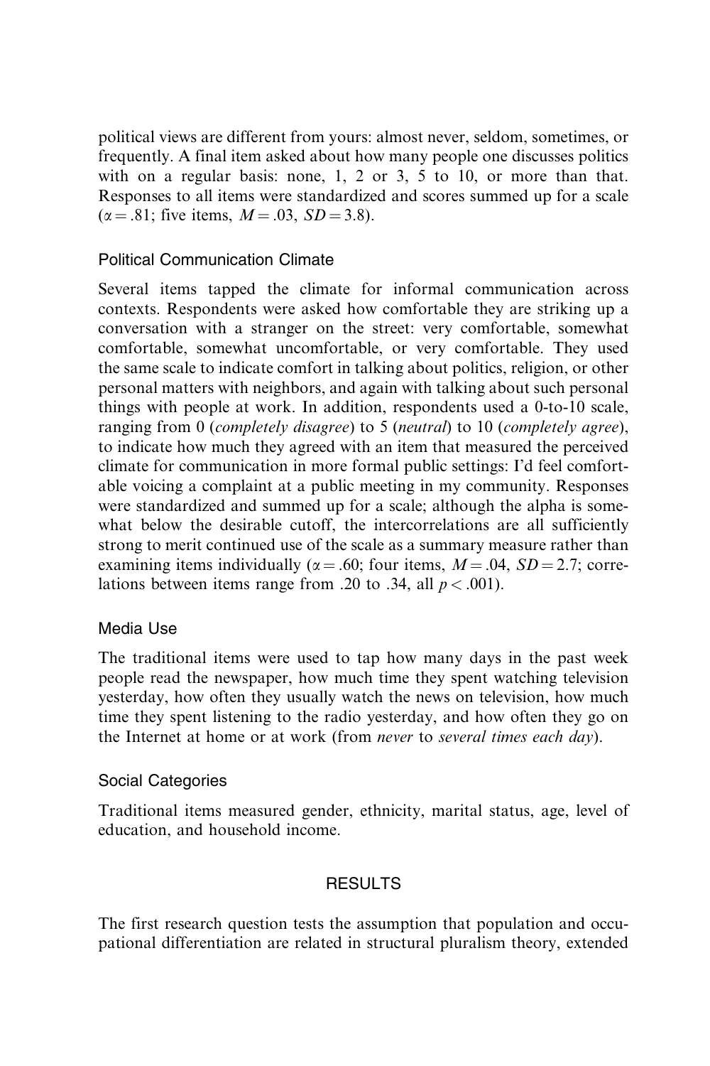political views are different from yours: almost never, seldom, sometimes, or frequently. A final item asked about how many people one discusses politics with on a regular basis: none, 1, 2 or 3, 5 to 10, or more than that. Responses to all items were standardized and scores summed up for a scale ($\alpha = .81$; five items, $M = .03$, $SD = 3.8$).

### Political Communication Climate

Several items tapped the climate for informal communication across contexts. Respondents were asked how comfortable they are striking up a conversation with a stranger on the street: very comfortable, somewhat comfortable, somewhat uncomfortable, or very comfortable. They used the same scale to indicate comfort in talking about politics, religion, or other personal matters with neighbors, and again with talking about such personal things with people at work. In addition, respondents used a 0-to-10 scale, ranging from 0 (*completely disagree*) to 5 (*neutral*) to 10 (*completely agree*), to indicate how much they agreed with an item that measured the perceived climate for communication in more formal public settings: I'd feel comfortable voicing a complaint at a public meeting in my community. Responses were standardized and summed up for a scale; although the alpha is somewhat below the desirable cutoff, the intercorrelations are all sufficiently strong to merit continued use of the scale as a summary measure rather than examining items individually ($\alpha = .60$; four items, $M = .04$, $SD = 2.7$; correlations between items range from .20 to .34, all $p < .001$).

### Media Use

The traditional items were used to tap how many days in the past week people read the newspaper, how much time they spent watching television yesterday, how often they usually watch the news on television, how much time they spent listening to the radio yesterday, and how often they go on the Internet at home or at work (from *never* to *several times each day*).

### Social Categories

Traditional items measured gender, ethnicity, marital status, age, level of education, and household income.

## RESULTS

The first research question tests the assumption that population and occupational differentiation are related in structural pluralism theory, extended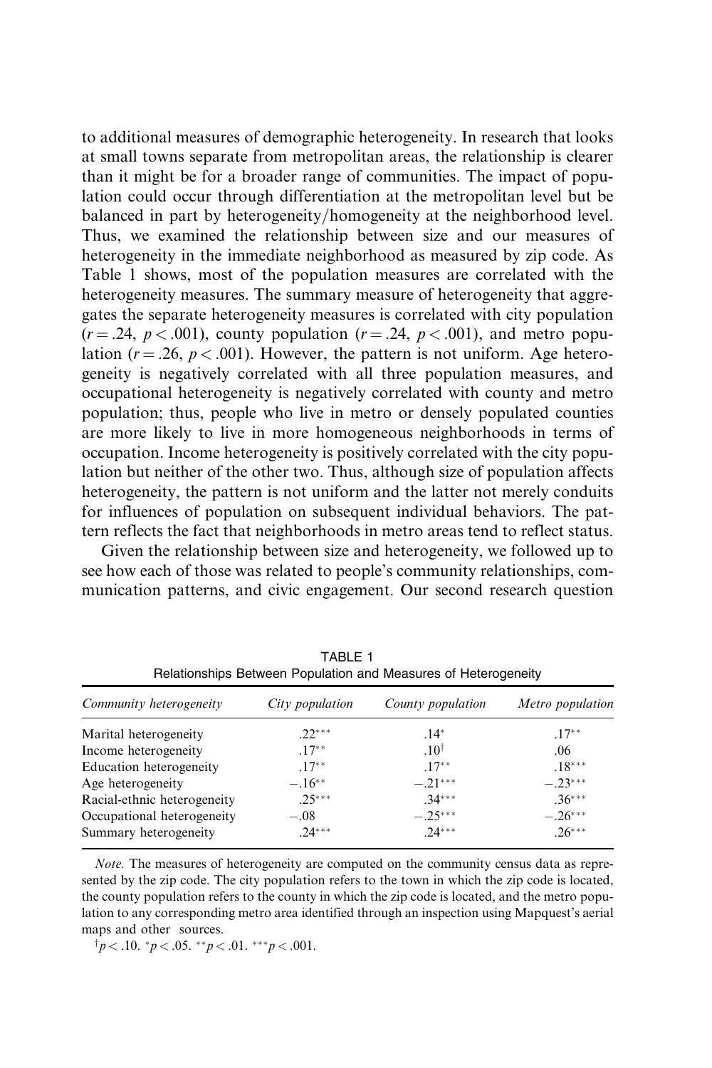to additional measures of demographic heterogeneity. In research that looks at small towns separate from metropolitan areas, the relationship is clearer than it might be for a broader range of communities. The impact of population could occur through differentiation at the metropolitan level but be balanced in part by heterogeneity/homogeneity at the neighborhood level. Thus, we examined the relationship between size and our measures of heterogeneity in the immediate neighborhood as measured by zip code. As Table 1 shows, most of the population measures are correlated with the heterogeneity measures. The summary measure of heterogeneity that aggregates the separate heterogeneity measures is correlated with city population ($r = .24$, $p < .001$), county population ($r = .24$, $p < .001$), and metro population ($r = .26$, $p < .001$). However, the pattern is not uniform. Age heterogeneity is negatively correlated with all three population measures, and occupational heterogeneity is negatively correlated with county and metro population; thus, people who live in metro or densely populated counties are more likely to live in more homogeneous neighborhoods in terms of occupation. Income heterogeneity is positively correlated with the city population but neither of the other two. Thus, although size of population affects heterogeneity, the pattern is not uniform and the latter not merely conduits for influences of population on subsequent individual behaviors. The pattern reflects the fact that neighborhoods in metro areas tend to reflect status.

Given the relationship between size and heterogeneity, we followed up to see how each of those was related to people's community relationships, communication patterns, and civic engagement. Our second research question

TABLE 1
Relationships Between Population and Measures of Heterogeneity

| *Community heterogeneity* | *City population* | *County population* | *Metro population* |
|---|---|---|---|
| Marital heterogeneity | .22*** | .14* | .17** |
| Income heterogeneity | .17** | .10† | .06 |
| Education heterogeneity | .17** | .17** | .18*** |
| Age heterogeneity | −.16** | −.21*** | −.23*** |
| Racial-ethnic heterogeneity | .25*** | .34*** | .36*** |
| Occupational heterogeneity | −.08 | −.25*** | −.26*** |
| Summary heterogeneity | .24*** | .24*** | .26*** |

*Note.* The measures of heterogeneity are computed on the community census data as represented by the zip code. The city population refers to the town in which the zip code is located, the county population refers to the county in which the zip code is located, and the metro population to any corresponding metro area identified through an inspection using Mapquest's aerial maps and other sources.

†$p < .10$. *$p < .05$. **$p < .01$. ***$p < .001$.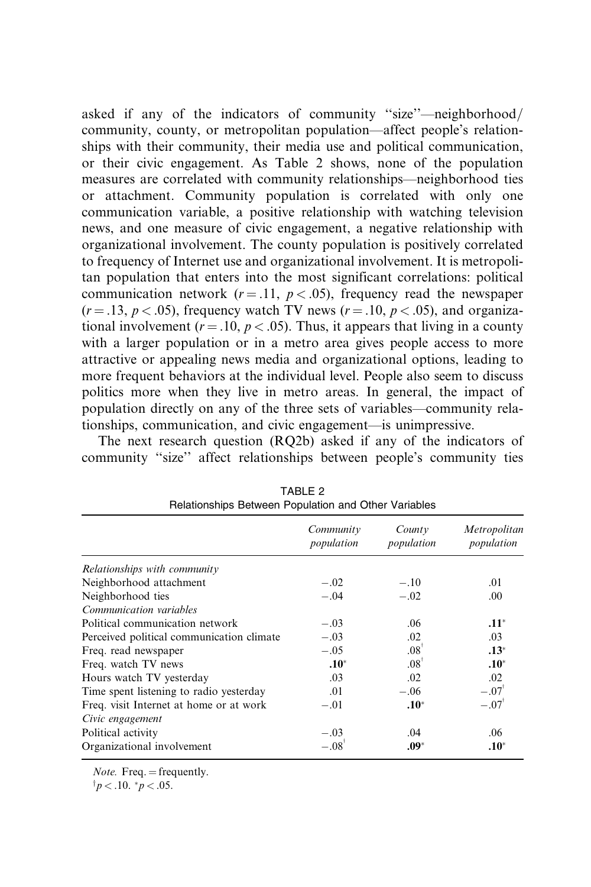asked if any of the indicators of community "size"—neighborhood/ community, county, or metropolitan population—affect people's relationships with their community, their media use and political communication, or their civic engagement. As Table 2 shows, none of the population measures are correlated with community relationships—neighborhood ties or attachment. Community population is correlated with only one communication variable, a positive relationship with watching television news, and one measure of civic engagement, a negative relationship with organizational involvement. The county population is positively correlated to frequency of Internet use and organizational involvement. It is metropolitan population that enters into the most significant correlations: political communication network ($r = .11$, $p < .05$), frequency read the newspaper ($r = .13$, $p < .05$), frequency watch TV news ($r = .10$, $p < .05$), and organizational involvement ($r = .10$, $p < .05$). Thus, it appears that living in a county with a larger population or in a metro area gives people access to more attractive or appealing news media and organizational options, leading to more frequent behaviors at the individual level. People also seem to discuss politics more when they live in metro areas. In general, the impact of population directly on any of the three sets of variables—community relationships, communication, and civic engagement—is unimpressive.

The next research question (RQ2b) asked if any of the indicators of community "size" affect relationships between people's community ties

TABLE 2
Relationships Between Population and Other Variables

| | *Community population* | *County population* | *Metropolitan population* |
|---|---|---|---|
| *Relationships with community* | | | |
| Neighborhood attachment | −.02 | −.10 | .01 |
| Neighborhood ties | −.04 | −.02 | .00 |
| *Communication variables* | | | |
| Political communication network | −.03 | .06 | **.11***|
| Perceived political communication climate | −.03 | .02 | .03 |
| Freq. read newspaper | −.05 | .08† | **.13*** |
| Freq. watch TV news | **.10*** | .08† | **.10*** |
| Hours watch TV yesterday | .03 | .02 | .02 |
| Time spent listening to radio yesterday | .01 | −.06 | −.07† |
| Freq. visit Internet at home or at work | −.01 | **.10*** | −.07† |
| *Civic engagement* | | | |
| Political activity | −.03 | .04 | .06 |
| Organizational involvement | −.08† | **.09*** | **.10*** |

*Note.* Freq. = frequently.
†$p < .10$. *$p < .05$.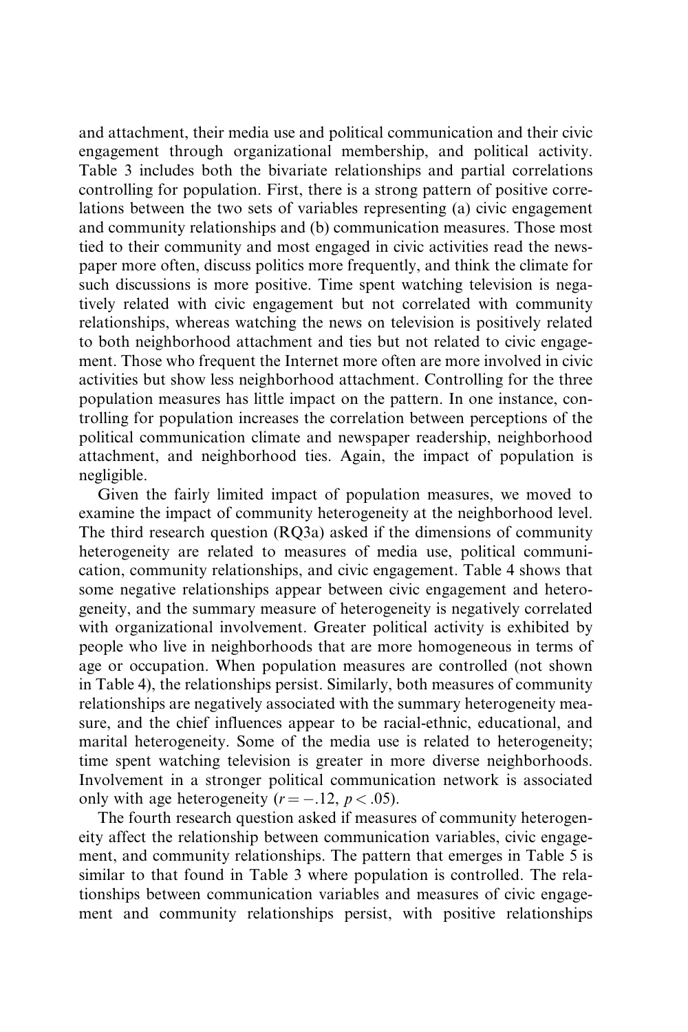and attachment, their media use and political communication and their civic engagement through organizational membership, and political activity. Table 3 includes both the bivariate relationships and partial correlations controlling for population. First, there is a strong pattern of positive correlations between the two sets of variables representing (a) civic engagement and community relationships and (b) communication measures. Those most tied to their community and most engaged in civic activities read the newspaper more often, discuss politics more frequently, and think the climate for such discussions is more positive. Time spent watching television is negatively related with civic engagement but not correlated with community relationships, whereas watching the news on television is positively related to both neighborhood attachment and ties but not related to civic engagement. Those who frequent the Internet more often are more involved in civic activities but show less neighborhood attachment. Controlling for the three population measures has little impact on the pattern. In one instance, controlling for population increases the correlation between perceptions of the political communication climate and newspaper readership, neighborhood attachment, and neighborhood ties. Again, the impact of population is negligible.

Given the fairly limited impact of population measures, we moved to examine the impact of community heterogeneity at the neighborhood level. The third research question (RQ3a) asked if the dimensions of community heterogeneity are related to measures of media use, political communication, community relationships, and civic engagement. Table 4 shows that some negative relationships appear between civic engagement and heterogeneity, and the summary measure of heterogeneity is negatively correlated with organizational involvement. Greater political activity is exhibited by people who live in neighborhoods that are more homogeneous in terms of age or occupation. When population measures are controlled (not shown in Table 4), the relationships persist. Similarly, both measures of community relationships are negatively associated with the summary heterogeneity measure, and the chief influences appear to be racial-ethnic, educational, and marital heterogeneity. Some of the media use is related to heterogeneity; time spent watching television is greater in more diverse neighborhoods. Involvement in a stronger political communication network is associated only with age heterogeneity ($r = -.12$, $p < .05$).

The fourth research question asked if measures of community heterogeneity affect the relationship between communication variables, civic engagement, and community relationships. The pattern that emerges in Table 5 is similar to that found in Table 3 where population is controlled. The relationships between communication variables and measures of civic engagement and community relationships persist, with positive relationships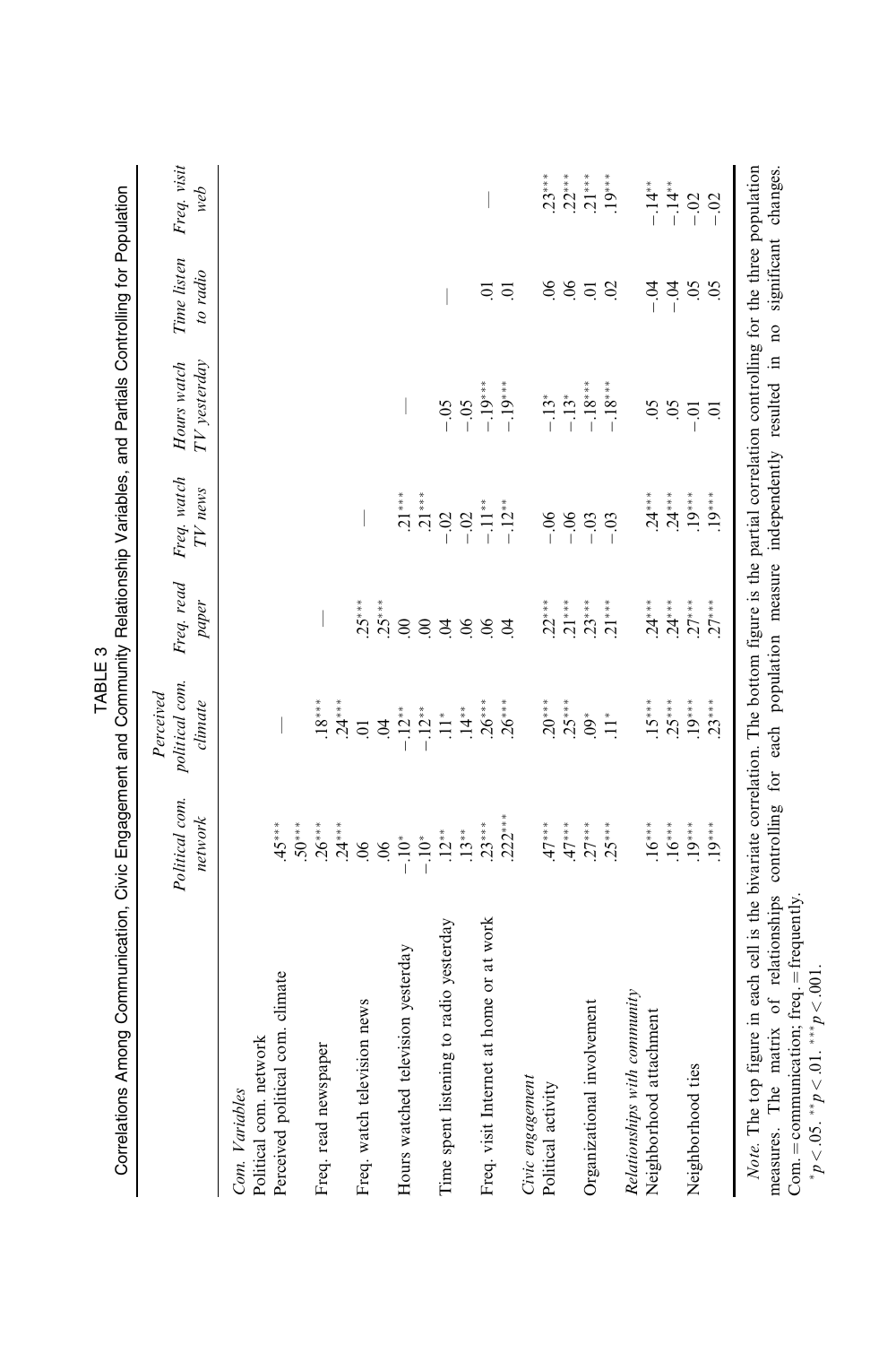TABLE 3

Correlations Among Communication, Civic Engagement and Community Relationship Variables, and Partials Controlling for Population

| | Political com. network | Perceived political com. climate | Freq. read paper | Freq. watch TV news | Hours watch TV yesterday | Time listen to radio | Freq. visit web |
|---|---|---|---|---|---|---|---|
| *Com. Variables* | | | | | | | |
| Political com. network | | | | | | | |
| Perceived political com. climate | .45*** | — | | | | | |
| | .50*** | | | | | | |
| Freq. read newspaper | .26*** | .18*** | — | | | | |
| | .24*** | .24*** | | | | | |
| Freq. watch television news | .06 | .01 | .25*** | — | | | |
| | .06 | .04 | .25*** | | | | |
| Hours watched television yesterday | −.10* | −.12** | .00 | .21*** | — | | |
| | −.10* | −.12** | .00 | .21*** | | | |
| Time spent listening to radio yesterday | .12** | .11* | .04 | −.02 | −.05 | — | |
| | .13** | .14** | .06 | −.02 | −.05 | | |
| Freq. visit Internet at home or at work | .23*** | .26*** | .06 | −.11** | −.19*** | .01 | — |
| | .222*** | .26*** | .04 | −.12** | −.19*** | .01 | |
| *Civic engagement* | | | | | | | |
| Political activity | .47*** | .20*** | .22*** | −.06 | −.13* | .06 | .23*** |
| | .47*** | .25*** | .21*** | −.06 | −.13* | .06 | .22*** |
| Organizational involvement | .27*** | .09* | .23*** | −.03 | −.18*** | .01 | .21*** |
| | .25*** | .11* | .21*** | −.03 | −.18*** | .02 | .19*** |
| *Relationships with community* | | | | | | | |
| Neighborhood attachment | .16*** | .15*** | .24*** | .24*** | .05 | −.04 | −.14** |
| | .16*** | .25*** | .24*** | .24*** | .05 | −.04 | −.14** |
| Neighborhood ties | .19*** | .19*** | .27*** | .19*** | −.01 | .05 | −.02 |
| | .19*** | .23*** | .27*** | .19*** | .01 | .05 | −.02 |

*Note.* The top figure in each cell is the bivariate correlation. The bottom figure is the partial correlation controlling for the three population measures. The matrix of relationships controlling for each population measure independently resulted in no significant changes. Com. = communication; freq. = frequently.

\*$p < .05$. \*\*$p < .01$. \*\*\*$p < .001$.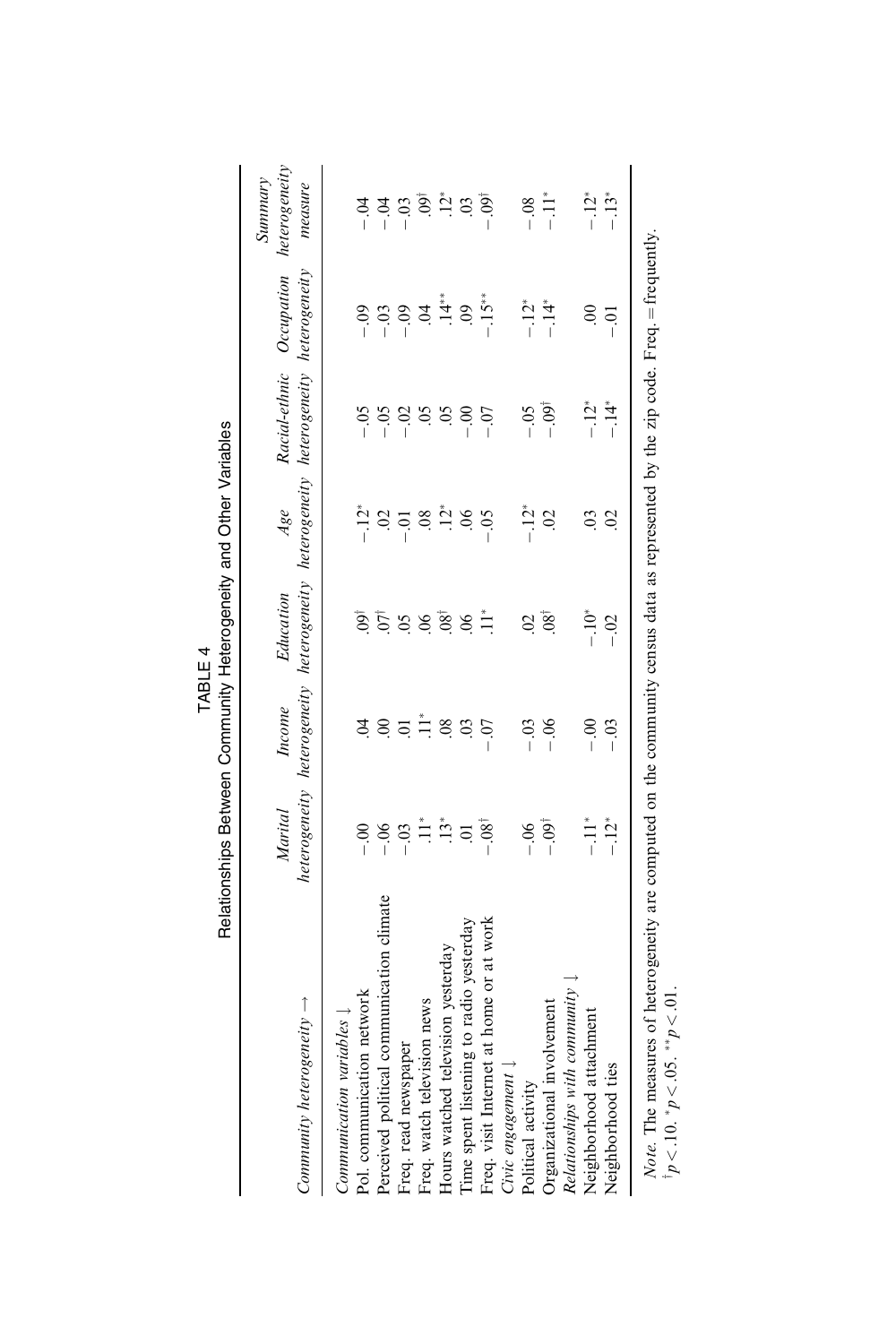TABLE 4

Relationships Between Community Heterogeneity and Other Variables

| *Community heterogeneity* → | *Marital heterogeneity* | *Income heterogeneity* | *Education heterogeneity* | *Age heterogeneity* | *Racial-ethnic heterogeneity* | *Occupation heterogeneity* | *Summary heterogeneity measure* |
|---|---|---|---|---|---|---|---|
| *Communication variables* ↓ | | | | | | | |
| Pol. communication network | −.00 | .04 | .09$^{\dagger}$ | −.12$^{*}$ | −.05 | −.09 | −.04 |
| Perceived political communication climate | −.06 | .00 | .07$^{\dagger}$ | .02 | −.05 | −.03 | −.04 |
| Freq. read newspaper | −.03 | .01 | .05 | −.01 | −.02 | −.09 | −.03 |
| Freq. watch television news | .11$^{*}$ | .11$^{*}$ | .06 | .08 | .05 | .04 | .09$^{\dagger}$ |
| Hours watched television yesterday | .13$^{*}$ | .08 | .08$^{\dagger}$ | .12$^{*}$ | .05 | .14$^{**}$ | .12$^{*}$ |
| Time spent listening to radio yesterday | .01 | .03 | .06 | .06 | −.00 | .09 | .03 |
| Freq. visit Internet at home or at work | −.08$^{\dagger}$ | −.07 | .11$^{*}$ | −.05 | −.07 | −.15$^{**}$ | −.09$^{\dagger}$ |
| *Civic engagement* ↓ | | | | | | | |
| Political activity | −.06 | −.03 | .02 | −.12$^{*}$ | −.05 | −.12$^{*}$ | −.08 |
| Organizational involvement | −.09$^{\dagger}$ | −.06 | .08$^{\dagger}$ | .02 | −.09$^{\dagger}$ | −.14$^{*}$ | −.11$^{*}$ |
| *Relationships with community* ↓ | | | | | | | |
| Neighborhood attachment | −.11$^{*}$ | −.00 | −.10$^{*}$ | .03 | −.12$^{*}$ | .00 | −.12$^{*}$ |
| Neighborhood ties | −.12$^{*}$ | −.03 | −.02 | .02 | −.14$^{*}$ | −.01 | −.13$^{*}$ |

*Note.* The measures of heterogeneity are computed on the community census data as represented by the zip code. Freq. = frequently.
$^{\dagger}p < .10$. $^{*}p < .05$. $^{**}p < .01$.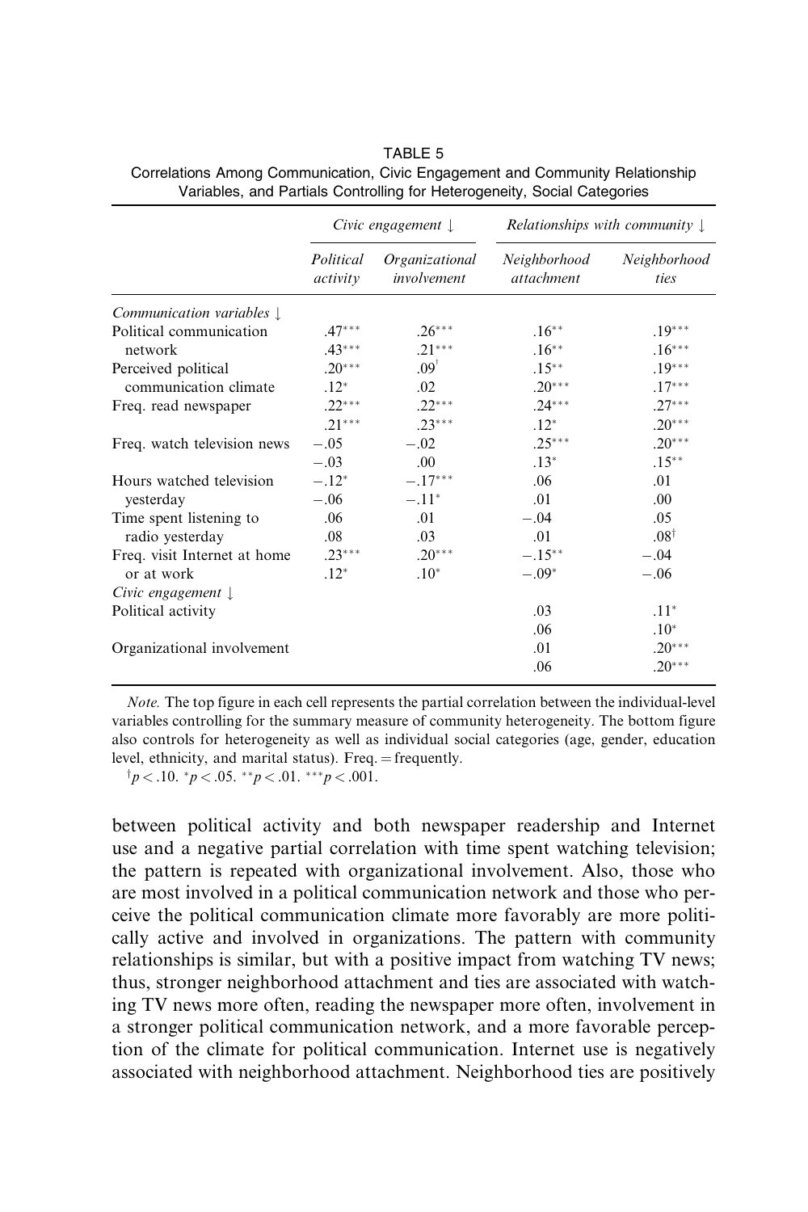TABLE 5
Correlations Among Communication, Civic Engagement and Community Relationship Variables, and Partials Controlling for Heterogeneity, Social Categories

| | *Civic engagement* ↓ | | *Relationships with community* ↓ | |
|---|---|---|---|---|
| | *Political activity* | *Organizational involvement* | *Neighborhood attachment* | *Neighborhood ties* |
| *Communication variables* ↓ | | | | |
| Political communication network | .47*** | .26*** | .16** | .19*** |
| | .43*** | .21*** | .16** | .16*** |
| Perceived political communication climate | .20*** | .09† | .15** | .19*** |
| | .12* | .02 | .20*** | .17*** |
| Freq. read newspaper | .22*** | .22*** | .24*** | .27*** |
| | .21*** | .23*** | .12* | .20*** |
| Freq. watch television news | −.05 | −.02 | .25*** | .20*** |
| | −.03 | .00 | .13* | .15** |
| Hours watched television yesterday | −.12* | −.17*** | .06 | .01 |
| | −.06 | −.11* | .01 | .00 |
| Time spent listening to radio yesterday | .06 | .01 | −.04 | .05 |
| | .08 | .03 | .01 | .08† |
| Freq. visit Internet at home or at work | .23*** | .20*** | −.15** | −.04 |
| | .12* | .10* | −.09* | −.06 |
| *Civic engagement* ↓ | | | | |
| Political activity | | | .03 | .11* |
| | | | .06 | .10* |
| Organizational involvement | | | .01 | .20*** |
| | | | .06 | .20*** |

*Note.* The top figure in each cell represents the partial correlation between the individual-level variables controlling for the summary measure of community heterogeneity. The bottom figure also controls for heterogeneity as well as individual social categories (age, gender, education level, ethnicity, and marital status). Freq. = frequently.

†$p < .10$. *$p < .05$. **$p < .01$. ***$p < .001$.

between political activity and both newspaper readership and Internet use and a negative partial correlation with time spent watching television; the pattern is repeated with organizational involvement. Also, those who are most involved in a political communication network and those who perceive the political communication climate more favorably are more politically active and involved in organizations. The pattern with community relationships is similar, but with a positive impact from watching TV news; thus, stronger neighborhood attachment and ties are associated with watching TV news more often, reading the newspaper more often, involvement in a stronger political communication network, and a more favorable perception of the climate for political communication. Internet use is negatively associated with neighborhood attachment. Neighborhood ties are positively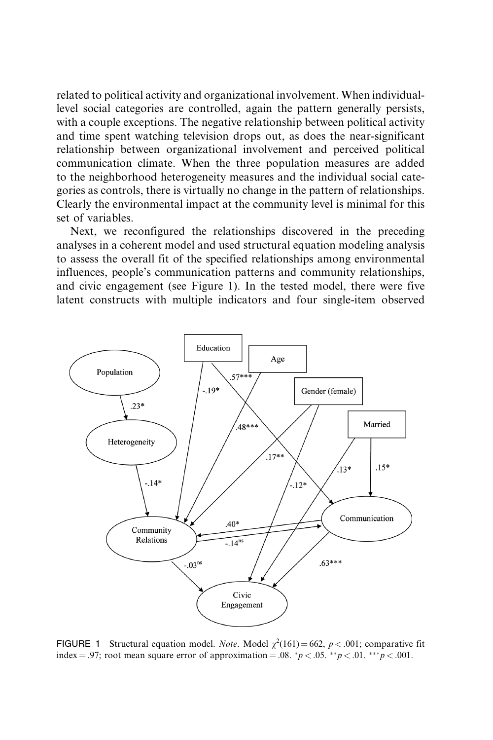related to political activity and organizational involvement. When individual-level social categories are controlled, again the pattern generally persists, with a couple exceptions. The negative relationship between political activity and time spent watching television drops out, as does the near-significant relationship between organizational involvement and perceived political communication climate. When the three population measures are added to the neighborhood heterogeneity measures and the individual social categories as controls, there is virtually no change in the pattern of relationships. Clearly the environmental impact at the community level is minimal for this set of variables.

Next, we reconfigured the relationships discovered in the preceding analyses in a coherent model and used structural equation modeling analysis to assess the overall fit of the specified relationships among environmental influences, people's communication patterns and community relationships, and civic engagement (see Figure 1). In the tested model, there were five latent constructs with multiple indicators and four single-item observed

FIGURE 1 Structural equation model. *Note*. Model $\chi^2(161) = 662$, $p < .001$; comparative fit index = .97; root mean square error of approximation = .08. $^{*}p < .05$. $^{**}p < .01$. $^{***}p < .001$.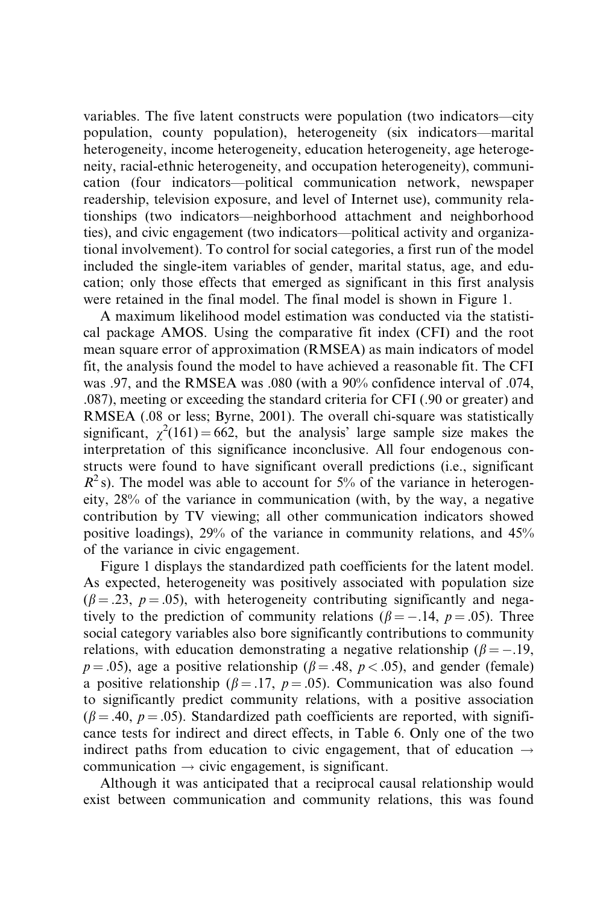variables. The five latent constructs were population (two indicators—city population, county population), heterogeneity (six indicators—marital heterogeneity, income heterogeneity, education heterogeneity, age heterogeneity, racial-ethnic heterogeneity, and occupation heterogeneity), communication (four indicators—political communication network, newspaper readership, television exposure, and level of Internet use), community relationships (two indicators—neighborhood attachment and neighborhood ties), and civic engagement (two indicators—political activity and organizational involvement). To control for social categories, a first run of the model included the single-item variables of gender, marital status, age, and education; only those effects that emerged as significant in this first analysis were retained in the final model. The final model is shown in Figure 1.

A maximum likelihood model estimation was conducted via the statistical package AMOS. Using the comparative fit index (CFI) and the root mean square error of approximation (RMSEA) as main indicators of model fit, the analysis found the model to have achieved a reasonable fit. The CFI was .97, and the RMSEA was .080 (with a 90% confidence interval of .074, .087), meeting or exceeding the standard criteria for CFI (.90 or greater) and RMSEA (.08 or less; Byrne, 2001). The overall chi-square was statistically significant, $\chi^2(161) = 662$, but the analysis' large sample size makes the interpretation of this significance inconclusive. All four endogenous constructs were found to have significant overall predictions (i.e., significant $R^2$s). The model was able to account for 5% of the variance in heterogeneity, 28% of the variance in communication (with, by the way, a negative contribution by TV viewing; all other communication indicators showed positive loadings), 29% of the variance in community relations, and 45% of the variance in civic engagement.

Figure 1 displays the standardized path coefficients for the latent model. As expected, heterogeneity was positively associated with population size ($\beta = .23$, $p = .05$), with heterogeneity contributing significantly and negatively to the prediction of community relations ($\beta = -.14$, $p = .05$). Three social category variables also bore significantly contributions to community relations, with education demonstrating a negative relationship ($\beta = -.19$, $p = .05$), age a positive relationship ($\beta = .48$, $p < .05$), and gender (female) a positive relationship ($\beta = .17$, $p = .05$). Communication was also found to significantly predict community relations, with a positive association ($\beta = .40$, $p = .05$). Standardized path coefficients are reported, with significance tests for indirect and direct effects, in Table 6. Only one of the two indirect paths from education to civic engagement, that of education $\rightarrow$ communication $\rightarrow$ civic engagement, is significant.

Although it was anticipated that a reciprocal causal relationship would exist between communication and community relations, this was found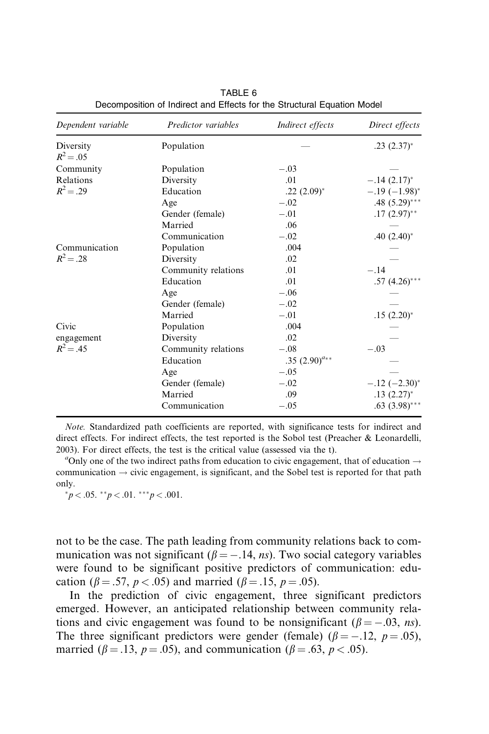TABLE 6
Decomposition of Indirect and Effects for the Structural Equation Model

| *Dependent variable* | *Predictor variables* | *Indirect effects* | *Direct effects* |
|---|---|---|---|
| Diversity $R^2 = .05$ | Population | — | .23 (2.37)* |
| Community | Population | $-.03$ | — |
| Relations | Diversity | .01 | $-.14$ (2.17)* |
| $R^2 = .29$ | Education | .22 (2.09)* | $-.19$ ($-1.98$)* |
| | Age | $-.02$ | .48 (5.29)*** |
| | Gender (female) | $-.01$ | .17 (2.97)** |
| | Married | .06 | — |
| | Communication | $-.02$ | .40 (2.40)* |
| Communication | Population | .004 | — |
| $R^2 = .28$ | Diversity | .02 | — |
| | Community relations | .01 | $-.14$ |
| | Education | .01 | .57 (4.26)*** |
| | Age | $-.06$ | — |
| | Gender (female) | $-.02$ | — |
| | Married | $-.01$ | .15 (2.20)* |
| Civic | Population | .004 | — |
| engagement | Diversity | .02 | — |
| $R^2 = .45$ | Community relations | $-.08$ | $-.03$ |
| | Education | .35 (2.90)[a]** | — |
| | Age | $-.05$ | — |
| | Gender (female) | $-.02$ | $-.12$ ($-2.30$)* |
| | Married | .09 | .13 (2.27)* |
| | Communication | $-.05$ | .63 (3.98)*** |

*Note.* Standardized path coefficients are reported, with significance tests for indirect and direct effects. For indirect effects, the test reported is the Sobol test (Preacher & Leonardelli, 2003). For direct effects, the test is the critical value (assessed via the t).

[a]Only one of the two indirect paths from education to civic engagement, that of education → communication → civic engagement, is significant, and the Sobel test is reported for that path only.

*$p < .05$. **$p < .01$. ***$p < .001$.

not to be the case. The path leading from community relations back to communication was not significant ($\beta = -.14$, *ns*). Two social category variables were found to be significant positive predictors of communication: education ($\beta = .57$, $p < .05$) and married ($\beta = .15$, $p = .05$).

In the prediction of civic engagement, three significant predictors emerged. However, an anticipated relationship between community relations and civic engagement was found to be nonsignificant ($\beta = -.03$, *ns*). The three significant predictors were gender (female) ($\beta = -.12$, $p = .05$), married ($\beta = .13$, $p = .05$), and communication ($\beta = .63$, $p < .05$).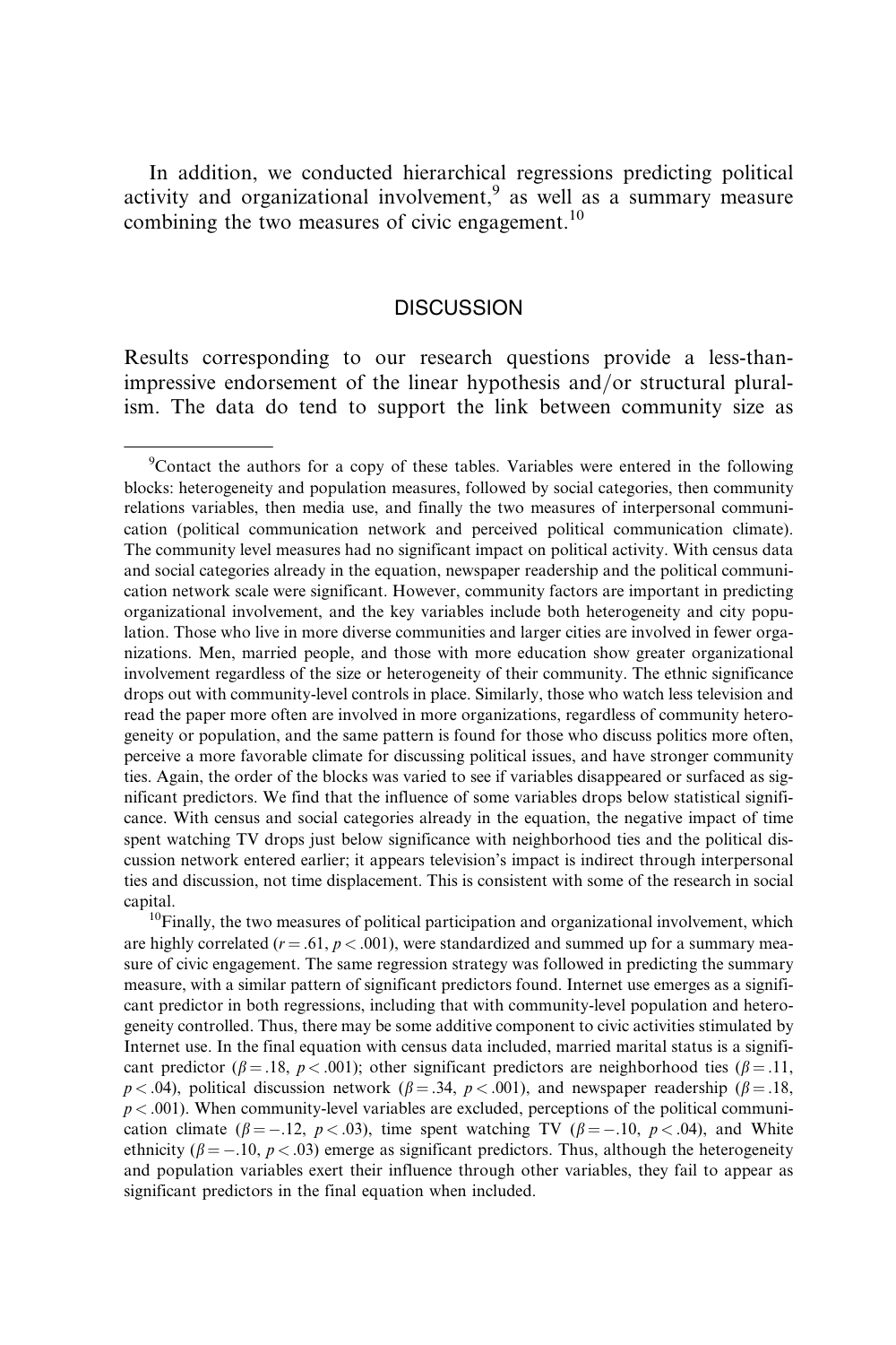In addition, we conducted hierarchical regressions predicting political activity and organizational involvement,[9] as well as a summary measure combining the two measures of civic engagement.[10]

## DISCUSSION

Results corresponding to our research questions provide a less-than-impressive endorsement of the linear hypothesis and/or structural pluralism. The data do tend to support the link between community size as

---

[9]Contact the authors for a copy of these tables. Variables were entered in the following blocks: heterogeneity and population measures, followed by social categories, then community relations variables, then media use, and finally the two measures of interpersonal communication (political communication network and perceived political communication climate). The community level measures had no significant impact on political activity. With census data and social categories already in the equation, newspaper readership and the political communication network scale were significant. However, community factors are important in predicting organizational involvement, and the key variables include both heterogeneity and city population. Those who live in more diverse communities and larger cities are involved in fewer organizations. Men, married people, and those with more education show greater organizational involvement regardless of the size or heterogeneity of their community. The ethnic significance drops out with community-level controls in place. Similarly, those who watch less television and read the paper more often are involved in more organizations, regardless of community heterogeneity or population, and the same pattern is found for those who discuss politics more often, perceive a more favorable climate for discussing political issues, and have stronger community ties. Again, the order of the blocks was varied to see if variables disappeared or surfaced as significant predictors. We find that the influence of some variables drops below statistical significance. With census and social categories already in the equation, the negative impact of time spent watching TV drops just below significance with neighborhood ties and the political discussion network entered earlier; it appears television's impact is indirect through interpersonal ties and discussion, not time displacement. This is consistent with some of the research in social capital.

[10]Finally, the two measures of political participation and organizational involvement, which are highly correlated ($r = .61$, $p < .001$), were standardized and summed up for a summary measure of civic engagement. The same regression strategy was followed in predicting the summary measure, with a similar pattern of significant predictors found. Internet use emerges as a significant predictor in both regressions, including that with community-level population and heterogeneity controlled. Thus, there may be some additive component to civic activities stimulated by Internet use. In the final equation with census data included, married marital status is a significant predictor ($\beta = .18$, $p < .001$); other significant predictors are neighborhood ties ($\beta = .11$, $p < .04$), political discussion network ($\beta = .34$, $p < .001$), and newspaper readership ($\beta = .18$, $p < .001$). When community-level variables are excluded, perceptions of the political communication climate ($\beta = -.12$, $p < .03$), time spent watching TV ($\beta = -.10$, $p < .04$), and White ethnicity ($\beta = -.10$, $p < .03$) emerge as significant predictors. Thus, although the heterogeneity and population variables exert their influence through other variables, they fail to appear as significant predictors in the final equation when included.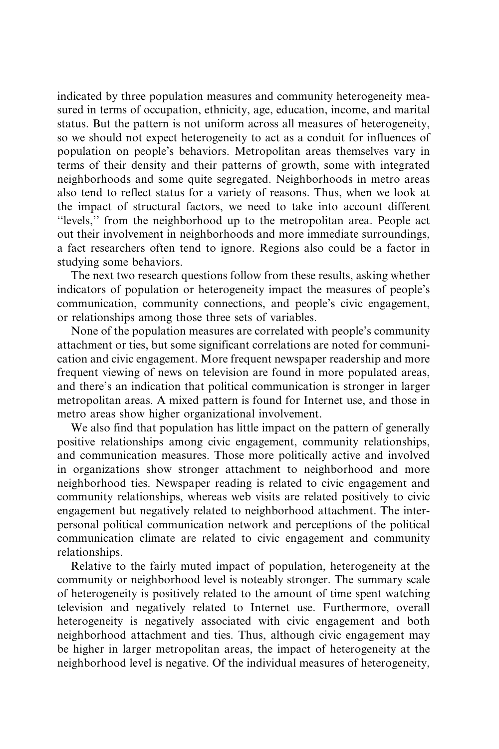indicated by three population measures and community heterogeneity measured in terms of occupation, ethnicity, age, education, income, and marital status. But the pattern is not uniform across all measures of heterogeneity, so we should not expect heterogeneity to act as a conduit for influences of population on people's behaviors. Metropolitan areas themselves vary in terms of their density and their patterns of growth, some with integrated neighborhoods and some quite segregated. Neighborhoods in metro areas also tend to reflect status for a variety of reasons. Thus, when we look at the impact of structural factors, we need to take into account different ''levels,'' from the neighborhood up to the metropolitan area. People act out their involvement in neighborhoods and more immediate surroundings, a fact researchers often tend to ignore. Regions also could be a factor in studying some behaviors.

The next two research questions follow from these results, asking whether indicators of population or heterogeneity impact the measures of people's communication, community connections, and people's civic engagement, or relationships among those three sets of variables.

None of the population measures are correlated with people's community attachment or ties, but some significant correlations are noted for communication and civic engagement. More frequent newspaper readership and more frequent viewing of news on television are found in more populated areas, and there's an indication that political communication is stronger in larger metropolitan areas. A mixed pattern is found for Internet use, and those in metro areas show higher organizational involvement.

We also find that population has little impact on the pattern of generally positive relationships among civic engagement, community relationships, and communication measures. Those more politically active and involved in organizations show stronger attachment to neighborhood and more neighborhood ties. Newspaper reading is related to civic engagement and community relationships, whereas web visits are related positively to civic engagement but negatively related to neighborhood attachment. The interpersonal political communication network and perceptions of the political communication climate are related to civic engagement and community relationships.

Relative to the fairly muted impact of population, heterogeneity at the community or neighborhood level is noteably stronger. The summary scale of heterogeneity is positively related to the amount of time spent watching television and negatively related to Internet use. Furthermore, overall heterogeneity is negatively associated with civic engagement and both neighborhood attachment and ties. Thus, although civic engagement may be higher in larger metropolitan areas, the impact of heterogeneity at the neighborhood level is negative. Of the individual measures of heterogeneity,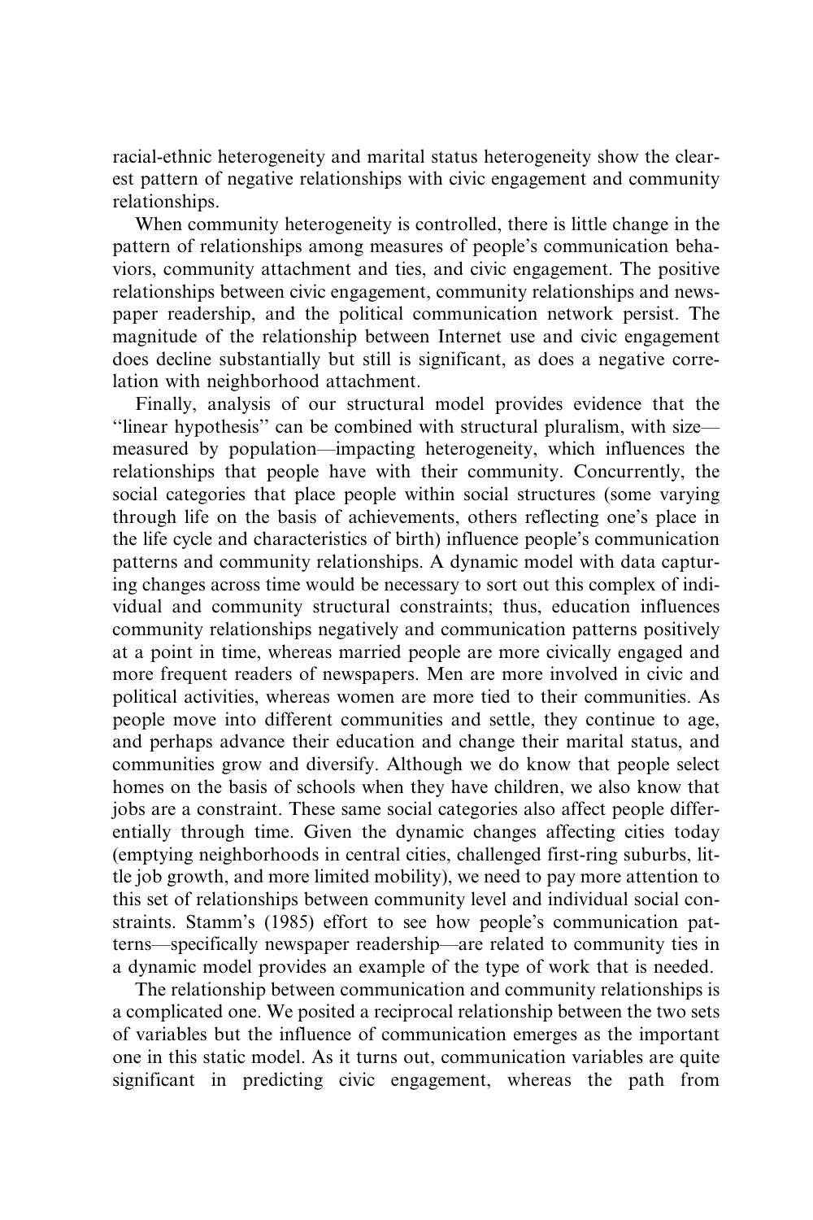racial-ethnic heterogeneity and marital status heterogeneity show the clearest pattern of negative relationships with civic engagement and community relationships.

When community heterogeneity is controlled, there is little change in the pattern of relationships among measures of people's communication behaviors, community attachment and ties, and civic engagement. The positive relationships between civic engagement, community relationships and newspaper readership, and the political communication network persist. The magnitude of the relationship between Internet use and civic engagement does decline substantially but still is significant, as does a negative correlation with neighborhood attachment.

Finally, analysis of our structural model provides evidence that the "linear hypothesis" can be combined with structural pluralism, with size—measured by population—impacting heterogeneity, which influences the relationships that people have with their community. Concurrently, the social categories that place people within social structures (some varying through life on the basis of achievements, others reflecting one's place in the life cycle and characteristics of birth) influence people's communication patterns and community relationships. A dynamic model with data capturing changes across time would be necessary to sort out this complex of individual and community structural constraints; thus, education influences community relationships negatively and communication patterns positively at a point in time, whereas married people are more civically engaged and more frequent readers of newspapers. Men are more involved in civic and political activities, whereas women are more tied to their communities. As people move into different communities and settle, they continue to age, and perhaps advance their education and change their marital status, and communities grow and diversify. Although we do know that people select homes on the basis of schools when they have children, we also know that jobs are a constraint. These same social categories also affect people differentially through time. Given the dynamic changes affecting cities today (emptying neighborhoods in central cities, challenged first-ring suburbs, little job growth, and more limited mobility), we need to pay more attention to this set of relationships between community level and individual social constraints. Stamm's (1985) effort to see how people's communication patterns—specifically newspaper readership—are related to community ties in a dynamic model provides an example of the type of work that is needed.

The relationship between communication and community relationships is a complicated one. We posited a reciprocal relationship between the two sets of variables but the influence of communication emerges as the important one in this static model. As it turns out, communication variables are quite significant in predicting civic engagement, whereas the path from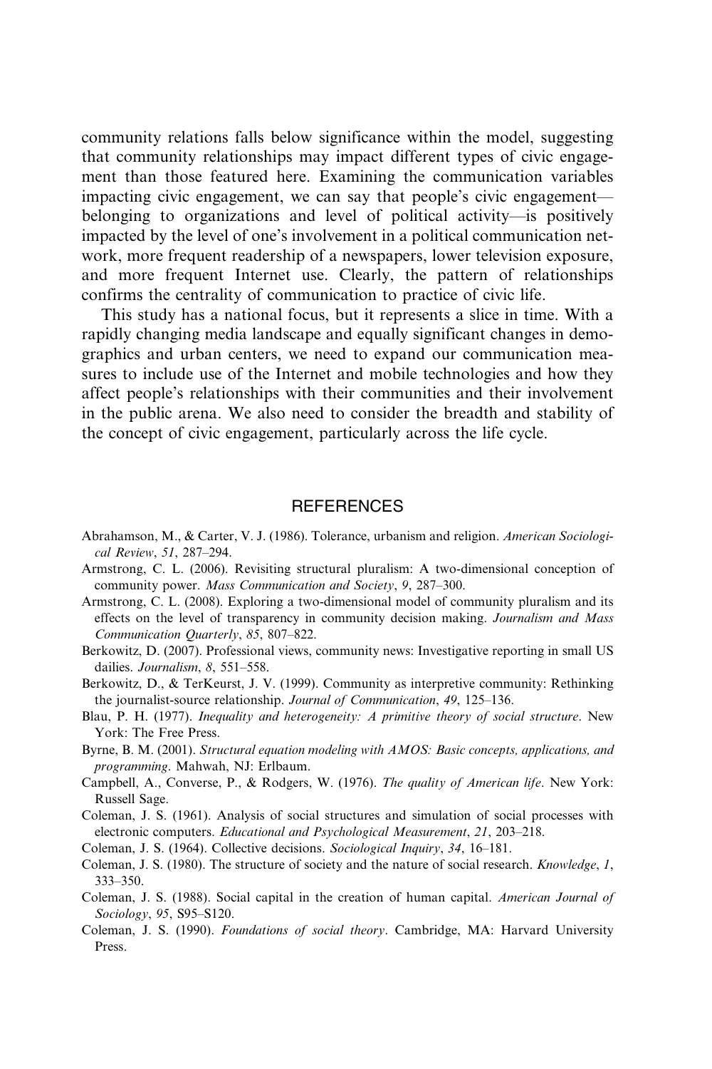community relations falls below significance within the model, suggesting that community relationships may impact different types of civic engagement than those featured here. Examining the communication variables impacting civic engagement, we can say that people's civic engagement—belonging to organizations and level of political activity—is positively impacted by the level of one's involvement in a political communication network, more frequent readership of a newspapers, lower television exposure, and more frequent Internet use. Clearly, the pattern of relationships confirms the centrality of communication to practice of civic life.

This study has a national focus, but it represents a slice in time. With a rapidly changing media landscape and equally significant changes in demographics and urban centers, we need to expand our communication measures to include use of the Internet and mobile technologies and how they affect people's relationships with their communities and their involvement in the public arena. We also need to consider the breadth and stability of the concept of civic engagement, particularly across the life cycle.

## REFERENCES

Abrahamson, M., & Carter, V. J. (1986). Tolerance, urbanism and religion. *American Sociological Review*, *51*, 287–294.

Armstrong, C. L. (2006). Revisiting structural pluralism: A two-dimensional conception of community power. *Mass Communication and Society*, *9*, 287–300.

Armstrong, C. L. (2008). Exploring a two-dimensional model of community pluralism and its effects on the level of transparency in community decision making. *Journalism and Mass Communication Quarterly*, *85*, 807–822.

Berkowitz, D. (2007). Professional views, community news: Investigative reporting in small US dailies. *Journalism*, *8*, 551–558.

Berkowitz, D., & TerKeurst, J. V. (1999). Community as interpretive community: Rethinking the journalist-source relationship. *Journal of Communication*, *49*, 125–136.

Blau, P. H. (1977). *Inequality and heterogeneity: A primitive theory of social structure*. New York: The Free Press.

Byrne, B. M. (2001). *Structural equation modeling with AMOS: Basic concepts, applications, and programming*. Mahwah, NJ: Erlbaum.

Campbell, A., Converse, P., & Rodgers, W. (1976). *The quality of American life*. New York: Russell Sage.

Coleman, J. S. (1961). Analysis of social structures and simulation of social processes with electronic computers. *Educational and Psychological Measurement*, *21*, 203–218.

Coleman, J. S. (1964). Collective decisions. *Sociological Inquiry*, *34*, 16–181.

Coleman, J. S. (1980). The structure of society and the nature of social research. *Knowledge*, *1*, 333–350.

Coleman, J. S. (1988). Social capital in the creation of human capital. *American Journal of Sociology*, *95*, S95–S120.

Coleman, J. S. (1990). *Foundations of social theory*. Cambridge, MA: Harvard University Press.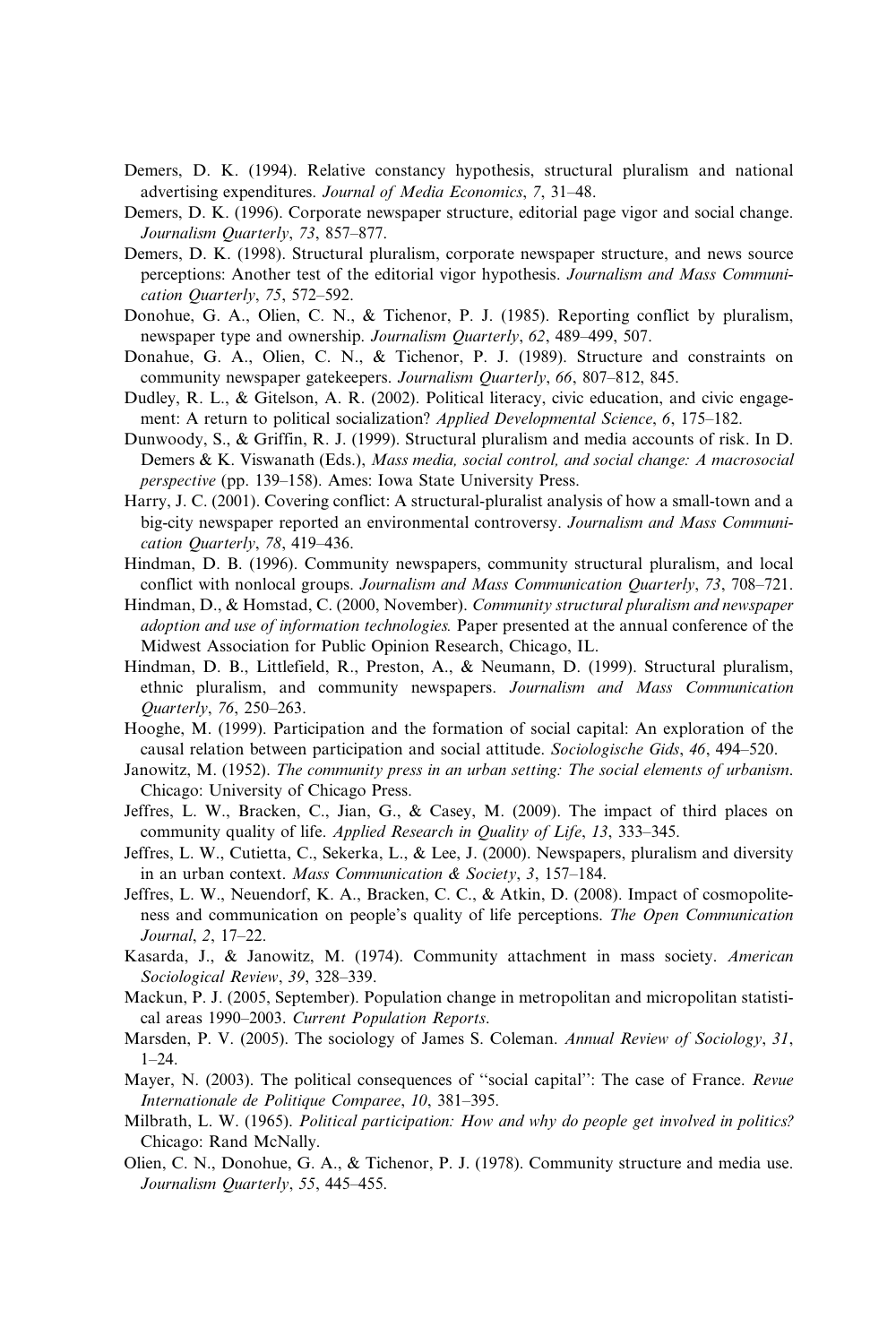Demers, D. K. (1994). Relative constancy hypothesis, structural pluralism and national advertising expenditures. *Journal of Media Economics*, *7*, 31–48.

Demers, D. K. (1996). Corporate newspaper structure, editorial page vigor and social change. *Journalism Quarterly*, *73*, 857–877.

Demers, D. K. (1998). Structural pluralism, corporate newspaper structure, and news source perceptions: Another test of the editorial vigor hypothesis. *Journalism and Mass Communication Quarterly*, *75*, 572–592.

Donohue, G. A., Olien, C. N., & Tichenor, P. J. (1985). Reporting conflict by pluralism, newspaper type and ownership. *Journalism Quarterly*, *62*, 489–499, 507.

Donahue, G. A., Olien, C. N., & Tichenor, P. J. (1989). Structure and constraints on community newspaper gatekeepers. *Journalism Quarterly*, *66*, 807–812, 845.

Dudley, R. L., & Gitelson, A. R. (2002). Political literacy, civic education, and civic engagement: A return to political socialization? *Applied Developmental Science*, *6*, 175–182.

Dunwoody, S., & Griffin, R. J. (1999). Structural pluralism and media accounts of risk. In D. Demers & K. Viswanath (Eds.), *Mass media, social control, and social change: A macrosocial perspective* (pp. 139–158). Ames: Iowa State University Press.

Harry, J. C. (2001). Covering conflict: A structural-pluralist analysis of how a small-town and a big-city newspaper reported an environmental controversy. *Journalism and Mass Communication Quarterly*, *78*, 419–436.

Hindman, D. B. (1996). Community newspapers, community structural pluralism, and local conflict with nonlocal groups. *Journalism and Mass Communication Quarterly*, *73*, 708–721.

Hindman, D., & Homstad, C. (2000, November). *Community structural pluralism and newspaper adoption and use of information technologies.* Paper presented at the annual conference of the Midwest Association for Public Opinion Research, Chicago, IL.

Hindman, D. B., Littlefield, R., Preston, A., & Neumann, D. (1999). Structural pluralism, ethnic pluralism, and community newspapers. *Journalism and Mass Communication Quarterly*, *76*, 250–263.

Hooghe, M. (1999). Participation and the formation of social capital: An exploration of the causal relation between participation and social attitude. *Sociologische Gids*, *46*, 494–520.

Janowitz, M. (1952). *The community press in an urban setting: The social elements of urbanism.* Chicago: University of Chicago Press.

Jeffres, L. W., Bracken, C., Jian, G., & Casey, M. (2009). The impact of third places on community quality of life. *Applied Research in Quality of Life*, *13*, 333–345.

Jeffres, L. W., Cutietta, C., Sekerka, L., & Lee, J. (2000). Newspapers, pluralism and diversity in an urban context. *Mass Communication & Society*, *3*, 157–184.

Jeffres, L. W., Neuendorf, K. A., Bracken, C. C., & Atkin, D. (2008). Impact of cosmopoliteness and communication on people's quality of life perceptions. *The Open Communication Journal*, *2*, 17–22.

Kasarda, J., & Janowitz, M. (1974). Community attachment in mass society. *American Sociological Review*, *39*, 328–339.

Mackun, P. J. (2005, September). Population change in metropolitan and micropolitan statistical areas 1990–2003. *Current Population Reports*.

Marsden, P. V. (2005). The sociology of James S. Coleman. *Annual Review of Sociology*, *31*, 1–24.

Mayer, N. (2003). The political consequences of ''social capital'': The case of France. *Revue Internationale de Politique Comparee*, *10*, 381–395.

Milbrath, L. W. (1965). *Political participation: How and why do people get involved in politics?* Chicago: Rand McNally.

Olien, C. N., Donohue, G. A., & Tichenor, P. J. (1978). Community structure and media use. *Journalism Quarterly*, *55*, 445–455.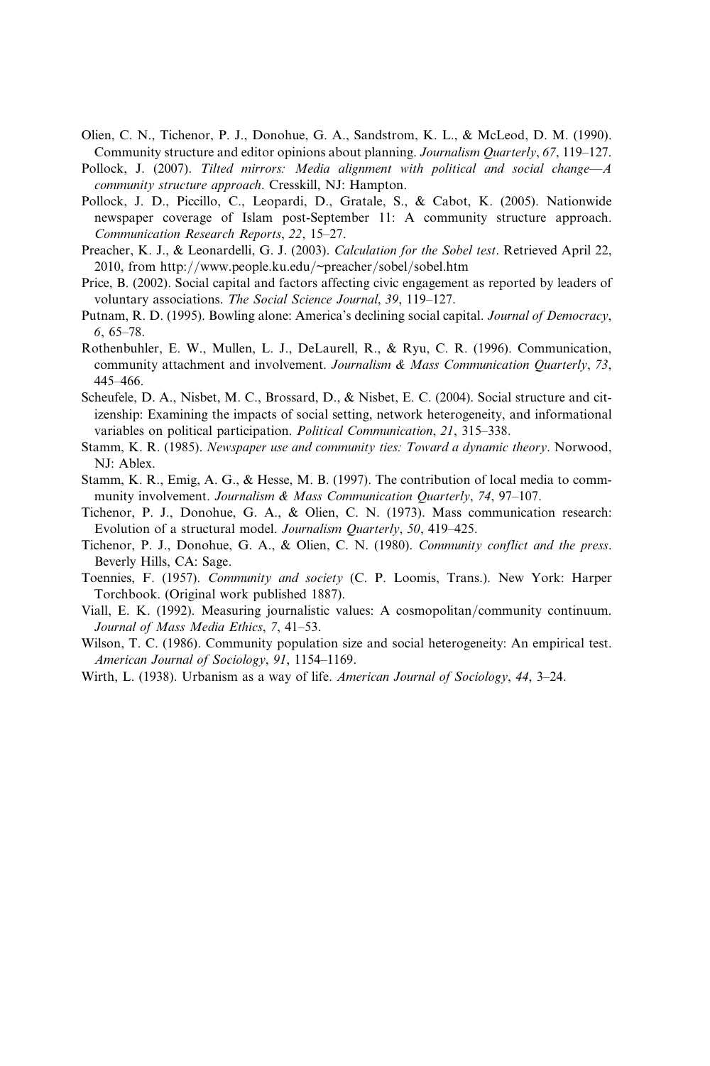Olien, C. N., Tichenor, P. J., Donohue, G. A., Sandstrom, K. L., & McLeod, D. M. (1990). Community structure and editor opinions about planning. *Journalism Quarterly*, *67*, 119–127.

Pollock, J. (2007). *Tilted mirrors: Media alignment with political and social change—A community structure approach*. Cresskill, NJ: Hampton.

Pollock, J. D., Piccillo, C., Leopardi, D., Gratale, S., & Cabot, K. (2005). Nationwide newspaper coverage of Islam post-September 11: A community structure approach. *Communication Research Reports*, *22*, 15–27.

Preacher, K. J., & Leonardelli, G. J. (2003). *Calculation for the Sobel test*. Retrieved April 22, 2010, from http://www.people.ku.edu/~preacher/sobel/sobel.htm

Price, B. (2002). Social capital and factors affecting civic engagement as reported by leaders of voluntary associations. *The Social Science Journal*, *39*, 119–127.

Putnam, R. D. (1995). Bowling alone: America's declining social capital. *Journal of Democracy*, *6*, 65–78.

Rothenbuhler, E. W., Mullen, L. J., DeLaurell, R., & Ryu, C. R. (1996). Communication, community attachment and involvement. *Journalism & Mass Communication Quarterly*, *73*, 445–466.

Scheufele, D. A., Nisbet, M. C., Brossard, D., & Nisbet, E. C. (2004). Social structure and citizenship: Examining the impacts of social setting, network heterogeneity, and informational variables on political participation. *Political Communication*, *21*, 315–338.

Stamm, K. R. (1985). *Newspaper use and community ties: Toward a dynamic theory*. Norwood, NJ: Ablex.

Stamm, K. R., Emig, A. G., & Hesse, M. B. (1997). The contribution of local media to commmunity involvement. *Journalism & Mass Communication Quarterly*, *74*, 97–107.

Tichenor, P. J., Donohue, G. A., & Olien, C. N. (1973). Mass communication research: Evolution of a structural model. *Journalism Quarterly*, *50*, 419–425.

Tichenor, P. J., Donohue, G. A., & Olien, C. N. (1980). *Community conflict and the press*. Beverly Hills, CA: Sage.

Toennies, F. (1957). *Community and society* (C. P. Loomis, Trans.). New York: Harper Torchbook. (Original work published 1887).

Viall, E. K. (1992). Measuring journalistic values: A cosmopolitan/community continuum. *Journal of Mass Media Ethics*, *7*, 41–53.

Wilson, T. C. (1986). Community population size and social heterogeneity: An empirical test. *American Journal of Sociology*, *91*, 1154–1169.

Wirth, L. (1938). Urbanism as a way of life. *American Journal of Sociology*, *44*, 3–24.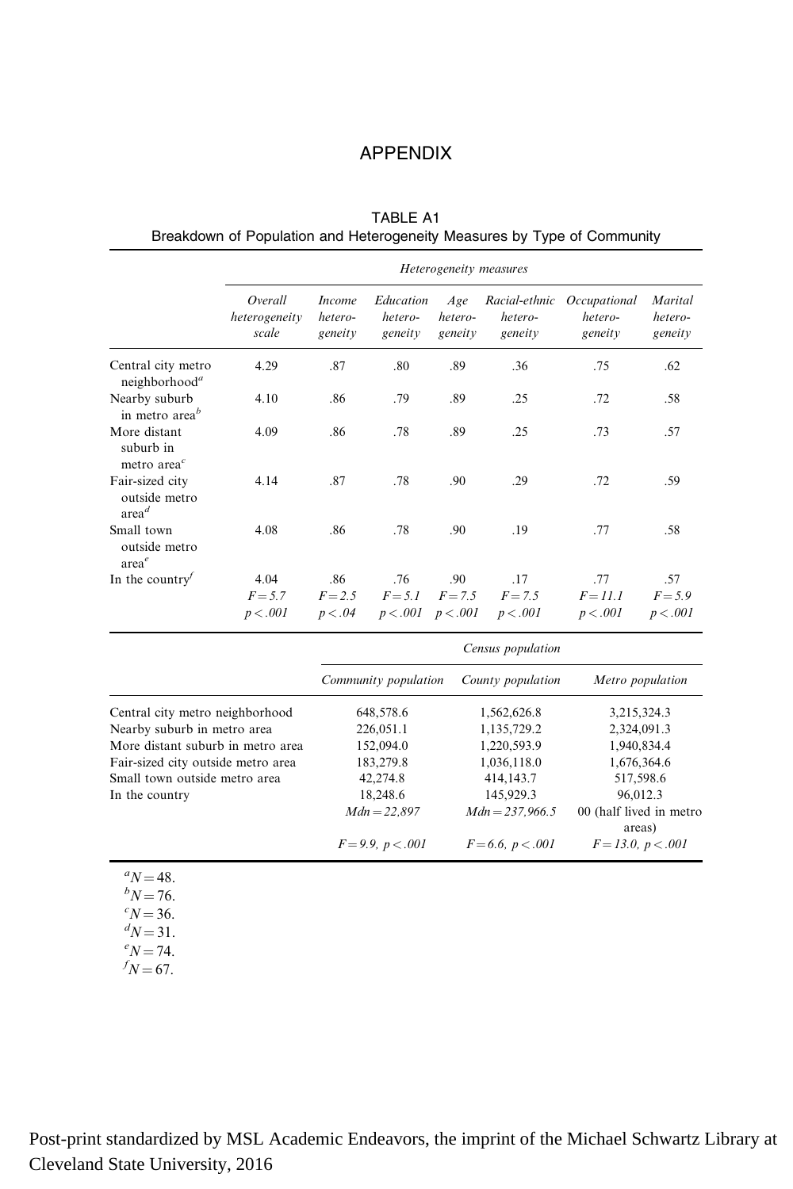## APPENDIX

TABLE A1
Breakdown of Population and Heterogeneity Measures by Type of Community

| | *Heterogeneity measures* | | | | | | |
|---|---|---|---|---|---|---|---|
| | *Overall heterogeneity scale* | *Income hetero-geneity* | *Education hetero-geneity* | *Age hetero-geneity* | *Racial-ethnic hetero-geneity* | *Occupational hetero-geneity* | *Marital hetero-geneity* |
| Central city metro neighborhood[a] | 4.29 | .87 | .80 | .89 | .36 | .75 | .62 |
| Nearby suburb in metro area[b] | 4.10 | .86 | .79 | .89 | .25 | .72 | .58 |
| More distant suburb in metro area[c] | 4.09 | .86 | .78 | .89 | .25 | .73 | .57 |
| Fair-sized city outside metro area[d] | 4.14 | .87 | .78 | .90 | .29 | .72 | .59 |
| Small town outside metro area[e] | 4.08 | .86 | .78 | .90 | .19 | .77 | .58 |
| In the country[f] | 4.04 | .86 | .76 | .90 | .17 | .77 | .57 |
| | $F = 5.7$ | $F = 2.5$ | $F = 5.1$ | $F = 7.5$ | $F = 7.5$ | $F = 11.1$ | $F = 5.9$ |
| | $p < .001$ | $p < .04$ | $p < .001$ | $p < .001$ | $p < .001$ | $p < .001$ | $p < .001$ |

| | *Census population* | | |
|---|---|---|---|
| | *Community population* | *County population* | *Metro population* |
| Central city metro neighborhood | 648,578.6 | 1,562,626.8 | 3,215,324.3 |
| Nearby suburb in metro area | 226,051.1 | 1,135,729.2 | 2,324,091.3 |
| More distant suburb in metro area | 152,094.0 | 1,220,593.9 | 1,940,834.4 |
| Fair-sized city outside metro area | 183,279.8 | 1,036,118.0 | 1,676,364.6 |
| Small town outside metro area | 42,274.8 | 414,143.7 | 517,598.6 |
| In the country | 18,248.6 | 145,929.3 | 96,012.3 |
| | *Mdn* = 22,897 | *Mdn* = 237,966.5 | 00 (half lived in metro areas) |
| | $F = 9.9$, $p < .001$ | $F = 6.6$, $p < .001$ | $F = 13.0$, $p < .001$ |

[a] $N = 48$.
[b] $N = 76$.
[c] $N = 36$.
[d] $N = 31$.
[e] $N = 74$.
[f] $N = 67$.

Post-print standardized by MSL Academic Endeavors, the imprint of the Michael Schwartz Library at Cleveland State University, 2016